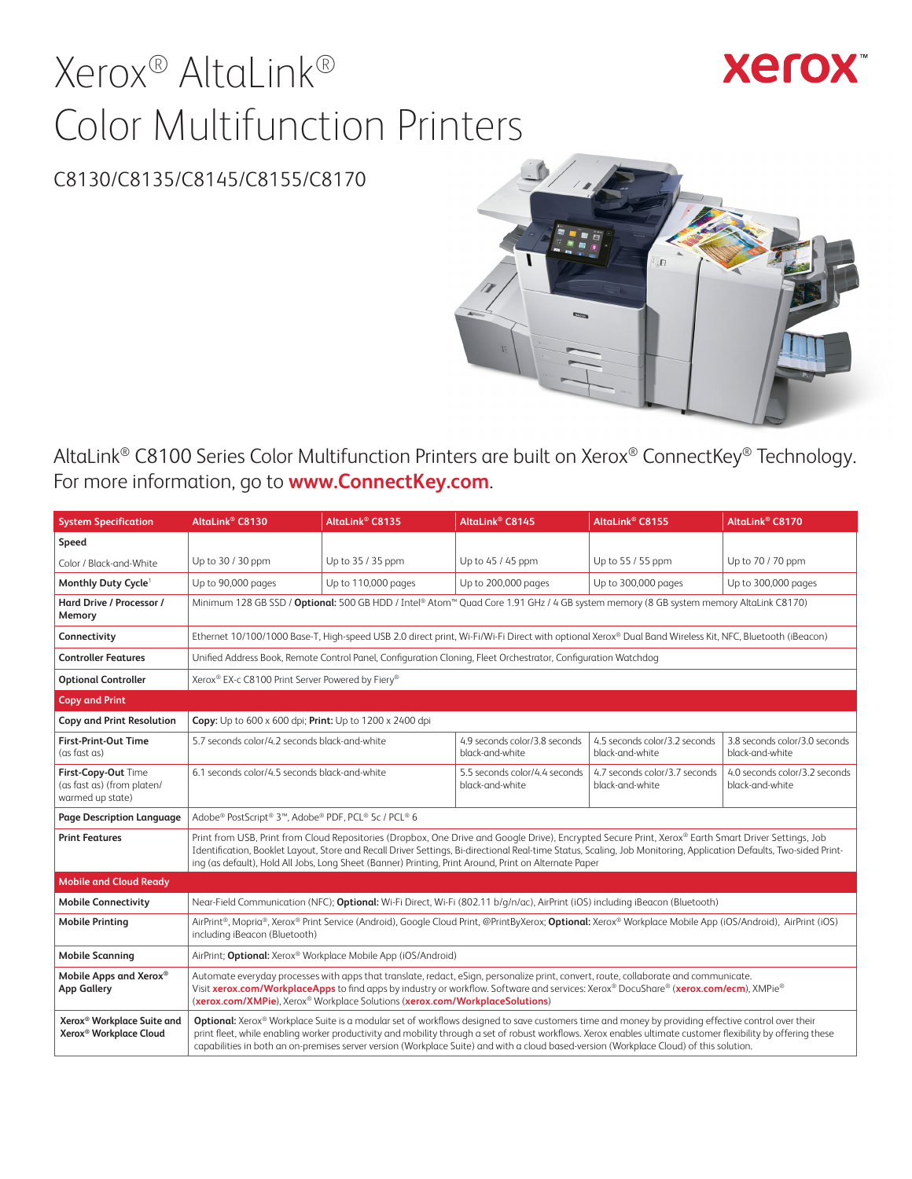# Xerox® AltaLink® Color Multifunction Printers

C8130/C8135/C8145/C8155/C8170

AltaLink® C8100 Series Color Multifunction Printers are built on Xerox® ConnectKey® Technology. For more information, go to **www.ConnectKey.com**.

| System Specification | AltaLink® C8130 | AltaLink® C8135 | AltaLink® C8145 | AltaLink® C8155 | AltaLink® C8170 |
|---|---|---|---|---|---|
| **Speed** | | | | | |
| Color / Black-and-White | Up to 30 / 30 ppm | Up to 35 / 35 ppm | Up to 45 / 45 ppm | Up to 55 / 55 ppm | Up to 70 / 70 ppm |
| **Monthly Duty Cycle**[1] | Up to 90,000 pages | Up to 110,000 pages | Up to 200,000 pages | Up to 300,000 pages | Up to 300,000 pages |
| **Hard Drive / Processor / Memory** | Minimum 128 GB SSD / **Optional:** 500 GB HDD / Intel® Atom™ Quad Core 1.91 GHz / 4 GB system memory (8 GB system memory AltaLink C8170) | | | | |
| **Connectivity** | Ethernet 10/100/1000 Base-T, High-speed USB 2.0 direct print, Wi-Fi/Wi-Fi Direct with optional Xerox® Dual Band Wireless Kit, NFC, Bluetooth (iBeacon) | | | | |
| **Controller Features** | Unified Address Book, Remote Control Panel, Configuration Cloning, Fleet Orchestrator, Configuration Watchdog | | | | |
| **Optional Controller** | Xerox® EX-c C8100 Print Server Powered by Fiery® | | | | |
| **Copy and Print** | | | | | |
| **Copy and Print Resolution** | **Copy:** Up to 600 x 600 dpi; **Print:** Up to 1200 x 2400 dpi | | | | |
| **First-Print-Out Time** (as fast as) | 5.7 seconds color/4.2 seconds black-and-white | | 4.9 seconds color/3.8 seconds black-and-white | 4.5 seconds color/3.2 seconds black-and-white | 3.8 seconds color/3.0 seconds black-and-white |
| **First-Copy-Out** Time (as fast as) (from platen/ warmed up state) | 6.1 seconds color/4.5 seconds black-and-white | | 5.5 seconds color/4.4 seconds black-and-white | 4.7 seconds color/3.7 seconds black-and-white | 4.0 seconds color/3.2 seconds black-and-white |
| **Page Description Language** | Adobe® PostScript® 3™, Adobe® PDF, PCL® 5c / PCL® 6 | | | | |
| **Print Features** | Print from USB, Print from Cloud Repositories (Dropbox, One Drive and Google Drive), Encrypted Secure Print, Xerox® Earth Smart Driver Settings, Job Identification, Booklet Layout, Store and Recall Driver Settings, Bi-directional Real-time Status, Scaling, Job Monitoring, Application Defaults, Two-sided Printing (as default), Hold All Jobs, Long Sheet (Banner) Printing, Print Around, Print on Alternate Paper | | | | |
| **Mobile and Cloud Ready** | | | | | |
| **Mobile Connectivity** | Near-Field Communication (NFC); **Optional:** Wi-Fi Direct, Wi-Fi (802.11 b/g/n/ac), AirPrint (iOS) including iBeacon (Bluetooth) | | | | |
| **Mobile Printing** | AirPrint®, Mopria®, Xerox® Print Service (Android), Google Cloud Print, @PrintByXerox; **Optional:** Xerox® Workplace Mobile App (iOS/Android), AirPrint (iOS) including iBeacon (Bluetooth) | | | | |
| **Mobile Scanning** | AirPrint; **Optional:** Xerox® Workplace Mobile App (iOS/Android) | | | | |
| **Mobile Apps and Xerox® App Gallery** | Automate everyday processes with apps that translate, redact, eSign, personalize print, convert, route, collaborate and communicate. Visit **xerox.com/WorkplaceApps** to find apps by industry or workflow. Software and services: Xerox® DocuShare® (**xerox.com/ecm**), XMPie® (**xerox.com/XMPie**), Xerox® Workplace Solutions (**xerox.com/WorkplaceSolutions**) | | | | |
| **Xerox® Workplace Suite and Xerox® Workplace Cloud** | **Optional:** Xerox® Workplace Suite is a modular set of workflows designed to save customers time and money by providing effective control over their print fleet, while enabling worker productivity and mobility through a set of robust workflows. Xerox enables ultimate customer flexibility by offering these capabilities in both an on-premises server version (Workplace Suite) and with a cloud based-version (Workplace Cloud) of this solution. | | | | |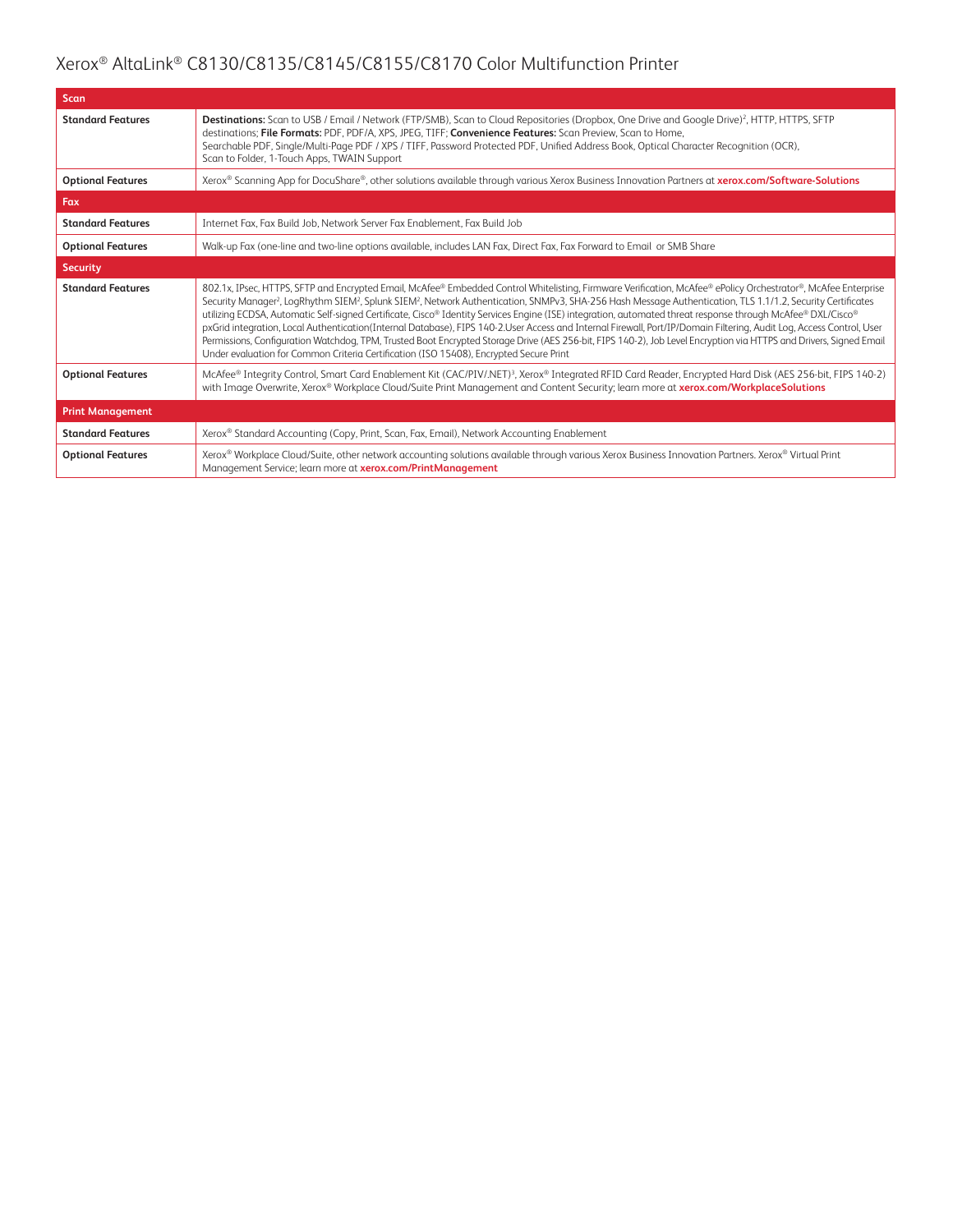| Scan | |
|---|---|
| **Standard Features** | **Destinations:** Scan to USB / Email / Network (FTP/SMB), Scan to Cloud Repositories (Dropbox, One Drive and Google Drive)[2], HTTP, HTTPS, SFTP destinations; **File Formats:** PDF, PDF/A, XPS, JPEG, TIFF; **Convenience Features:** Scan Preview, Scan to Home, Searchable PDF, Single/Multi-Page PDF / XPS / TIFF, Password Protected PDF, Unified Address Book, Optical Character Recognition (OCR), Scan to Folder, 1-Touch Apps, TWAIN Support |
| **Optional Features** | Xerox® Scanning App for DocuShare®, other solutions available through various Xerox Business Innovation Partners at **xerox.com/Software-Solutions** |
| **Fax** | |
| **Standard Features** | Internet Fax, Fax Build Job, Network Server Fax Enablement, Fax Build Job |
| **Optional Features** | Walk-up Fax (one-line and two-line options available, includes LAN Fax, Direct Fax, Fax Forward to Email or SMB Share |
| **Security** | |
| **Standard Features** | 802.1x, IPsec, HTTPS, SFTP and Encrypted Email, McAfee® Embedded Control Whitelisting, Firmware Verification, McAfee® ePolicy Orchestrator®, McAfee Enterprise Security Manager[2], LogRhythm SIEM[2], Splunk SIEM[2], Network Authentication, SNMPv3, SHA-256 Hash Message Authentication, TLS 1.1/1.2, Security Certificates utilizing ECDSA, Automatic Self-signed Certificate, Cisco® Identity Services Engine (ISE) integration, automated threat response through McAfee® DXL/Cisco® pxGrid integration, Local Authentication(Internal Database), FIPS 140-2.User Access and Internal Firewall, Port/IP/Domain Filtering, Audit Log, Access Control, User Permissions, Configuration Watchdog, TPM, Trusted Boot Encrypted Storage Drive (AES 256-bit, FIPS 140-2), Job Level Encryption via HTTPS and Drivers, Signed Email Under evaluation for Common Criteria Certification (ISO 15408), Encrypted Secure Print |
| **Optional Features** | McAfee® Integrity Control, Smart Card Enablement Kit (CAC/PIV/.NET)[3], Xerox® Integrated RFID Card Reader, Encrypted Hard Disk (AES 256-bit, FIPS 140-2) with Image Overwrite, Xerox® Workplace Cloud/Suite Print Management and Content Security; learn more at **xerox.com/WorkplaceSolutions** |
| **Print Management** | |
| **Standard Features** | Xerox® Standard Accounting (Copy, Print, Scan, Fax, Email), Network Accounting Enablement |
| **Optional Features** | Xerox® Workplace Cloud/Suite, other network accounting solutions available through various Xerox Business Innovation Partners. Xerox® Virtual Print Management Service; learn more at **xerox.com/PrintManagement** |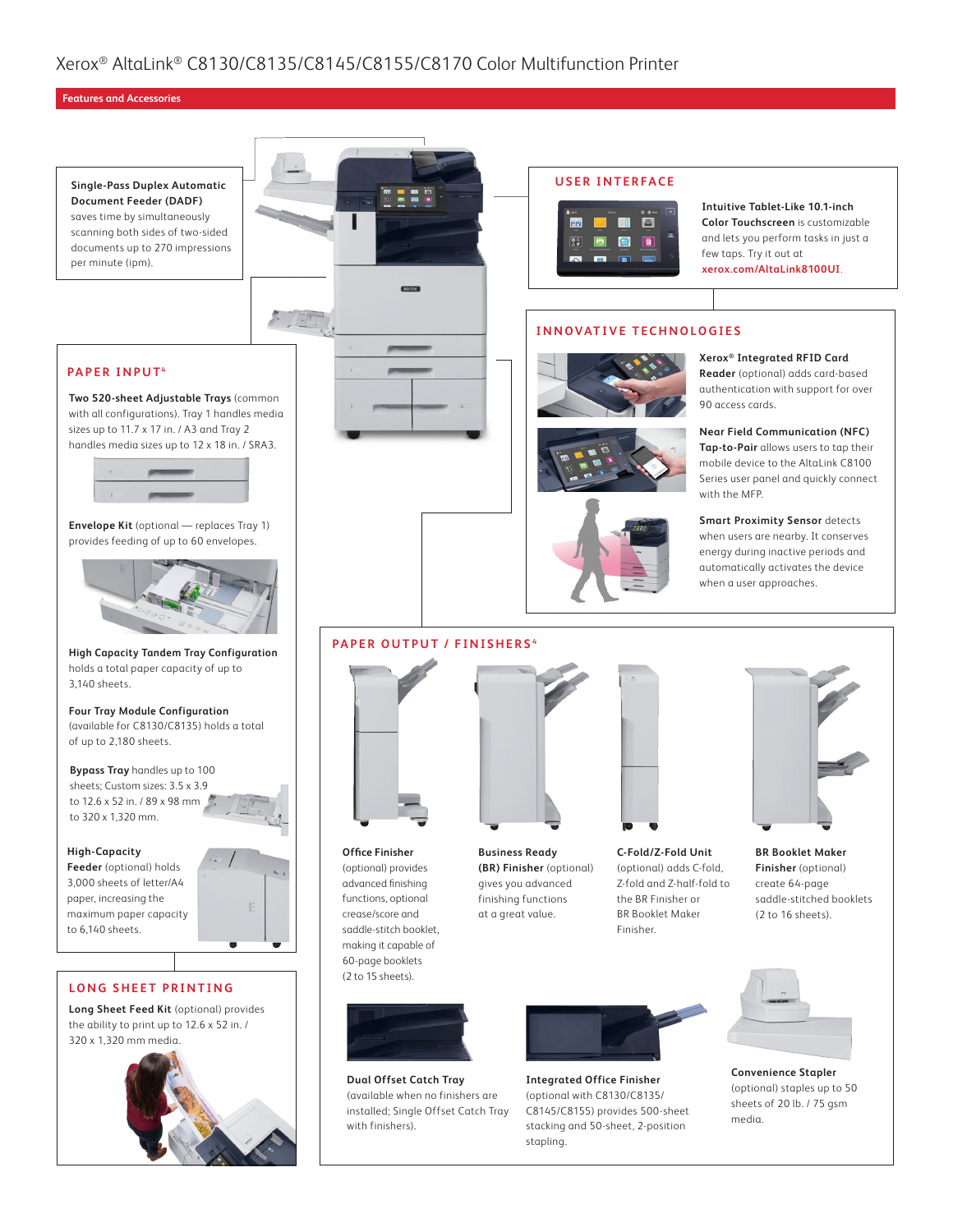# Xerox® AltaLink® C8130/C8135/C8145/C8155/C8170 Color Multifunction Printer

## Features and Accessories

**Single-Pass Duplex Automatic Document Feeder (DADF)** saves time by simultaneously scanning both sides of two-sided documents up to 270 impressions per minute (ipm).

### USER INTERFACE

**Intuitive Tablet-Like 10.1-inch Color Touchscreen** is customizable and lets you perform tasks in just a few taps. Try it out at **xerox.com/AltaLink8100UI**.

### INNOVATIVE TECHNOLOGIES

**Xerox® Integrated RFID Card Reader** (optional) adds card-based authentication with support for over 90 access cards.

**Near Field Communication (NFC) Tap-to-Pair** allows users to tap their mobile device to the AltaLink C8100 Series user panel and quickly connect with the MFP.

**Smart Proximity Sensor** detects when users are nearby. It conserves energy during inactive periods and automatically activates the device when a user approaches.

### PAPER INPUT[4]

**Two 520-sheet Adjustable Trays** (common with all configurations). Tray 1 handles media sizes up to 11.7 x 17 in. / A3 and Tray 2 handles media sizes up to 12 x 18 in. / SRA3.

**Envelope Kit** (optional — replaces Tray 1) provides feeding of up to 60 envelopes.

**High Capacity Tandem Tray Configuration** holds a total paper capacity of up to 3,140 sheets.

**Four Tray Module Configuration** (available for C8130/C8135) holds a total of up to 2,180 sheets.

**Bypass Tray** handles up to 100 sheets; Custom sizes: 3.5 x 3.9 to 12.6 x 52 in. / 89 x 98 mm to 320 x 1,320 mm.

**High-Capacity Feeder** (optional) holds 3,000 sheets of letter/A4 paper, increasing the maximum paper capacity to 6,140 sheets.

### LONG SHEET PRINTING

**Long Sheet Feed Kit** (optional) provides the ability to print up to 12.6 x 52 in. / 320 x 1,320 mm media.

### PAPER OUTPUT / FINISHERS[4]

**Office Finisher** (optional) provides advanced finishing functions, optional crease/score and saddle-stitch booklet, making it capable of 60-page booklets (2 to 15 sheets).

**Business Ready (BR) Finisher** (optional) gives you advanced finishing functions at a great value.

**C-Fold/Z-Fold Unit** (optional) adds C-fold, Z-fold and Z-half-fold to the BR Finisher or BR Booklet Maker Finisher.

**BR Booklet Maker Finisher** (optional) create 64-page saddle-stitched booklets (2 to 16 sheets).

**Dual Offset Catch Tray** (available when no finishers are installed; Single Offset Catch Tray with finishers).

**Integrated Office Finisher** (optional with C8130/C8135/C8145/C8155) provides 500-sheet stacking and 50-sheet, 2-position stapling.

**Convenience Stapler** (optional) staples up to 50 sheets of 20 lb. / 75 gsm media.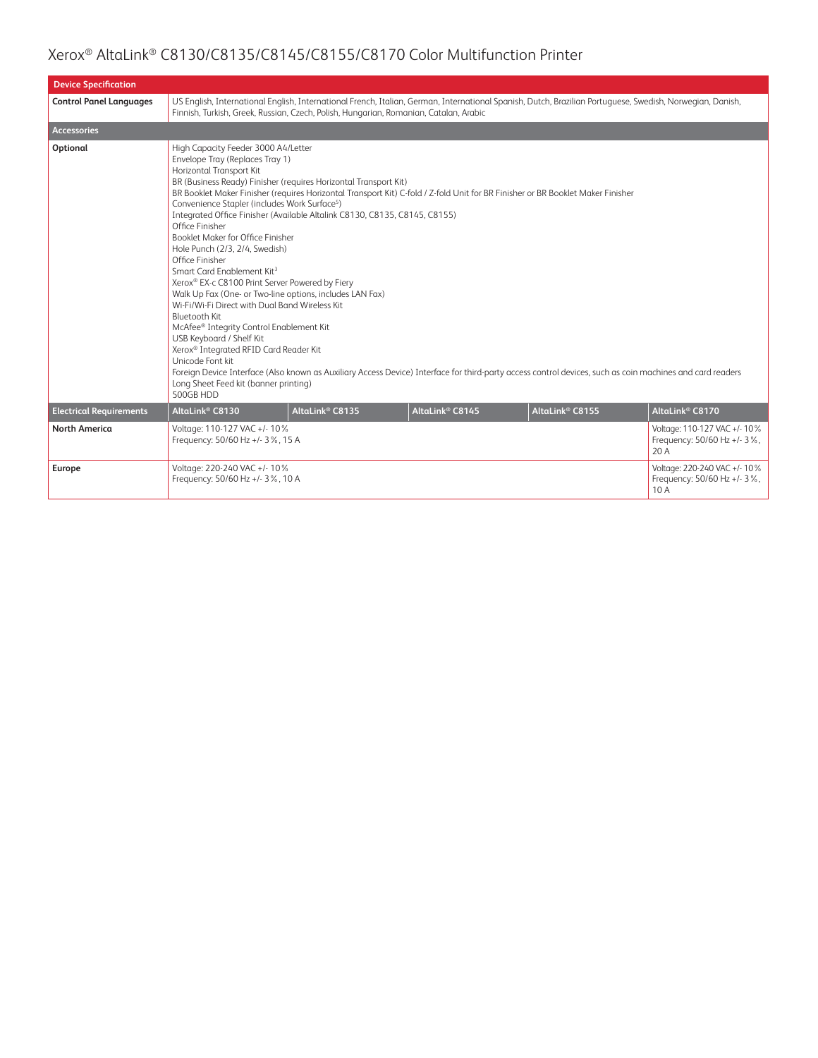# Xerox® AltaLink® C8130/C8135/C8145/C8155/C8170 Color Multifunction Printer

| Device Specification | | | | | |
|---|---|---|---|---|---|
| **Control Panel Languages** | US English, International English, International French, Italian, German, International Spanish, Dutch, Brazilian Portuguese, Swedish, Norwegian, Danish, Finnish, Turkish, Greek, Russian, Czech, Polish, Hungarian, Romanian, Catalan, Arabic | | | | |
| **Accessories** | | | | | |
| **Optional** | High Capacity Feeder 3000 A4/Letter<br>Envelope Tray (Replaces Tray 1)<br>Horizontal Transport Kit<br>BR (Business Ready) Finisher (requires Horizontal Transport Kit)<br>BR Booklet Maker Finisher (requires Horizontal Transport Kit) C-fold / Z-fold Unit for BR Finisher or BR Booklet Maker Finisher<br>Convenience Stapler (includes Work Surface[5])<br>Integrated Office Finisher (Available Altalink C8130, C8135, C8145, C8155)<br>Office Finisher<br>Booklet Maker for Office Finisher<br>Hole Punch (2/3, 2/4, Swedish)<br>Office Finisher<br>Smart Card Enablement Kit[3]<br>Xerox® EX-c C8100 Print Server Powered by Fiery<br>Walk Up Fax (One- or Two-line options, includes LAN Fax)<br>Wi-Fi/Wi-Fi Direct with Dual Band Wireless Kit<br>Bluetooth Kit<br>McAfee® Integrity Control Enablement Kit<br>USB Keyboard / Shelf Kit<br>Xerox® Integrated RFID Card Reader Kit<br>Unicode Font kit<br>Foreign Device Interface (Also known as Auxiliary Access Device) Interface for third-party access control devices, such as coin machines and card readers<br>Long Sheet Feed kit (banner printing)<br>500GB HDD | | | | |
| **Electrical Requirements** | **AltaLink® C8130** | **AltaLink® C8135** | **AltaLink® C8145** | **AltaLink® C8155** | **AltaLink® C8170** |
| **North America** | Voltage: 110-127 VAC +/- 10%<br>Frequency: 50/60 Hz +/- 3%, 15 A | | | | Voltage: 110-127 VAC +/- 10%<br>Frequency: 50/60 Hz +/- 3%, 20 A |
| **Europe** | Voltage: 220-240 VAC +/- 10%<br>Frequency: 50/60 Hz +/- 3%, 10 A | | | | Voltage: 220-240 VAC +/- 10%<br>Frequency: 50/60 Hz +/- 3%, 10 A |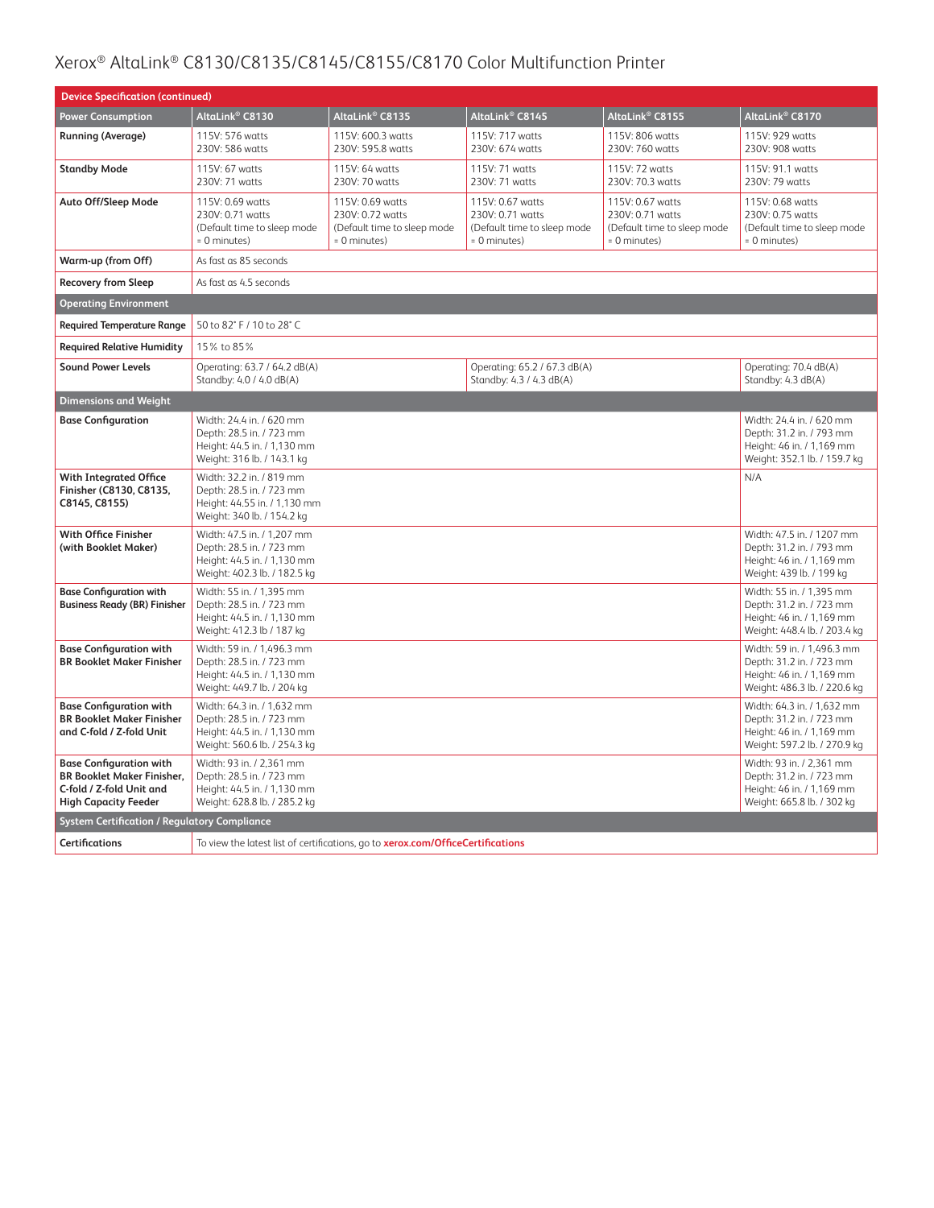# Xerox® AltaLink® C8130/C8135/C8145/C8155/C8170 Color Multifunction Printer

| Device Specification (continued) | | | | | |
|---|---|---|---|---|---|
| **Power Consumption** | **AltaLink® C8130** | **AltaLink® C8135** | **AltaLink® C8145** | **AltaLink® C8155** | **AltaLink® C8170** |
| **Running (Average)** | 115V: 576 watts<br>230V: 586 watts | 115V: 600.3 watts<br>230V: 595.8 watts | 115V: 717 watts<br>230V: 674 watts | 115V: 806 watts<br>230V: 760 watts | 115V: 929 watts<br>230V: 908 watts |
| **Standby Mode** | 115V: 67 watts<br>230V: 71 watts | 115V: 64 watts<br>230V: 70 watts | 115V: 71 watts<br>230V: 71 watts | 115V: 72 watts<br>230V: 70.3 watts | 115V: 91.1 watts<br>230V: 79 watts |
| **Auto Off/Sleep Mode** | 115V: 0.69 watts<br>230V: 0.71 watts<br>(Default time to sleep mode = 0 minutes) | 115V: 0.69 watts<br>230V: 0.72 watts<br>(Default time to sleep mode = 0 minutes) | 115V: 0.67 watts<br>230V: 0.71 watts<br>(Default time to sleep mode = 0 minutes) | 115V: 0.67 watts<br>230V: 0.71 watts<br>(Default time to sleep mode = 0 minutes) | 115V: 0.68 watts<br>230V: 0.75 watts<br>(Default time to sleep mode = 0 minutes) |
| **Warm-up (from Off)** | As fast as 85 seconds | | | | |
| **Recovery from Sleep** | As fast as 4.5 seconds | | | | |
| **Operating Environment** | | | | | |
| **Required Temperature Range** | 50 to 82° F / 10 to 28° C | | | | |
| **Required Relative Humidity** | 15% to 85% | | | | |
| **Sound Power Levels** | Operating: 63.7 / 64.2 dB(A)<br>Standby: 4.0 / 4.0 dB(A) | | Operating: 65.2 / 67.3 dB(A)<br>Standby: 4.3 / 4.3 dB(A) | | Operating: 70.4 dB(A)<br>Standby: 4.3 dB(A) |
| **Dimensions and Weight** | | | | | |
| **Base Configuration** | Width: 24.4 in. / 620 mm<br>Depth: 28.5 in. / 723 mm<br>Height: 44.5 in. / 1,130 mm<br>Weight: 316 lb. / 143.1 kg | | | | Width: 24.4 in. / 620 mm<br>Depth: 31.2 in. / 793 mm<br>Height: 46 in. / 1,169 mm<br>Weight: 352.1 lb. / 159.7 kg |
| **With Integrated Office Finisher (C8130, C8135, C8145, C8155)** | Width: 32.2 in. / 819 mm<br>Depth: 28.5 in. / 723 mm<br>Height: 44.55 in. / 1,130 mm<br>Weight: 340 lb. / 154.2 kg | | | | N/A |
| **With Office Finisher (with Booklet Maker)** | Width: 47.5 in. / 1,207 mm<br>Depth: 28.5 in. / 723 mm<br>Height: 44.5 in. / 1,130 mm<br>Weight: 402.3 lb. / 182.5 kg | | | | Width: 47.5 in. / 1207 mm<br>Depth: 31.2 in. / 793 mm<br>Height: 46 in. / 1,169 mm<br>Weight: 439 lb. / 199 kg |
| **Base Configuration with Business Ready (BR) Finisher** | Width: 55 in. / 1,395 mm<br>Depth: 28.5 in. / 723 mm<br>Height: 44.5 in. / 1,130 mm<br>Weight: 412.3 lb / 187 kg | | | | Width: 55 in. / 1,395 mm<br>Depth: 31.2 in. / 723 mm<br>Height: 46 in. / 1,169 mm<br>Weight: 448.4 lb. / 203.4 kg |
| **Base Configuration with BR Booklet Maker Finisher** | Width: 59 in. / 1,496.3 mm<br>Depth: 28.5 in. / 723 mm<br>Height: 44.5 in. / 1,130 mm<br>Weight: 449.7 lb. / 204 kg | | | | Width: 59 in. / 1,496.3 mm<br>Depth: 31.2 in. / 723 mm<br>Height: 46 in. / 1,169 mm<br>Weight: 486.3 lb. / 220.6 kg |
| **Base Configuration with BR Booklet Maker Finisher and C-fold / Z-fold Unit** | Width: 64.3 in. / 1,632 mm<br>Depth: 28.5 in. / 723 mm<br>Height: 44.5 in. / 1,130 mm<br>Weight: 560.6 lb. / 254.3 kg | | | | Width: 64.3 in. / 1,632 mm<br>Depth: 31.2 in. / 723 mm<br>Height: 46 in. / 1,169 mm<br>Weight: 597.2 lb. / 270.9 kg |
| **Base Configuration with BR Booklet Maker Finisher, C-fold / Z-fold Unit and High Capacity Feeder** | Width: 93 in. / 2,361 mm<br>Depth: 28.5 in. / 723 mm<br>Height: 44.5 in. / 1,130 mm<br>Weight: 628.8 lb. / 285.2 kg | | | | Width: 93 in. / 2,361 mm<br>Depth: 31.2 in. / 723 mm<br>Height: 46 in. / 1,169 mm<br>Weight: 665.8 lb. / 302 kg |
| **System Certification / Regulatory Compliance** | | | | | |
| **Certifications** | To view the latest list of certifications, go to **xerox.com/OfficeCertifications** | | | | |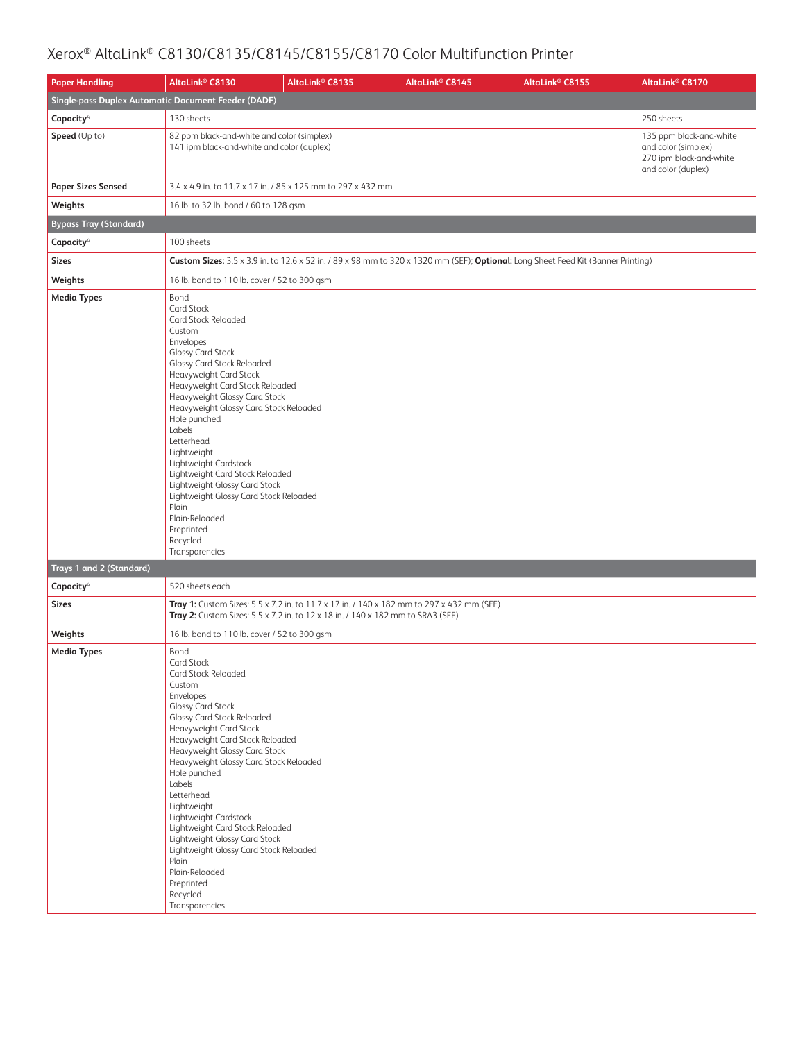# Xerox® AltaLink® C8130/C8135/C8145/C8155/C8170 Color Multifunction Printer

| Paper Handling | AltaLink® C8130 | AltaLink® C8135 | AltaLink® C8145 | AltaLink® C8155 | AltaLink® C8170 |
|---|---|---|---|---|---|
| **Single-pass Duplex Automatic Document Feeder (DADF)** | | | | | |
| **Capacity**[4] | 130 sheets | | | | 250 sheets |
| **Speed** (Up to) | 82 ppm black-and-white and color (simplex)<br>141 ipm black-and-white and color (duplex) | | | | 135 ppm black-and-white and color (simplex)<br>270 ipm black-and-white and color (duplex) |
| **Paper Sizes Sensed** | 3.4 x 4.9 in. to 11.7 x 17 in. / 85 x 125 mm to 297 x 432 mm | | | | |
| **Weights** | 16 lb. to 32 lb. bond / 60 to 128 gsm | | | | |
| **Bypass Tray (Standard)** | | | | | |
| **Capacity**[4] | 100 sheets | | | | |
| **Sizes** | **Custom Sizes:** 3.5 x 3.9 in. to 12.6 x 52 in. / 89 x 98 mm to 320 x 1320 mm (SEF); **Optional:** Long Sheet Feed Kit (Banner Printing) | | | | |
| **Weights** | 16 lb. bond to 110 lb. cover / 52 to 300 gsm | | | | |
| **Media Types** | Bond<br>Card Stock<br>Card Stock Reloaded<br>Custom<br>Envelopes<br>Glossy Card Stock<br>Glossy Card Stock Reloaded<br>Heavyweight Card Stock<br>Heavyweight Card Stock Reloaded<br>Heavyweight Glossy Card Stock<br>Heavyweight Glossy Card Stock Reloaded<br>Hole punched<br>Labels<br>Letterhead<br>Lightweight<br>Lightweight Cardstock<br>Lightweight Card Stock Reloaded<br>Lightweight Glossy Card Stock<br>Lightweight Glossy Card Stock Reloaded<br>Plain<br>Plain-Reloaded<br>Preprinted<br>Recycled<br>Transparencies | | | | |
| **Trays 1 and 2 (Standard)** | | | | | |
| **Capacity**[4] | 520 sheets each | | | | |
| **Sizes** | **Tray 1:** Custom Sizes: 5.5 x 7.2 in. to 11.7 x 17 in. / 140 x 182 mm to 297 x 432 mm (SEF)<br>**Tray 2:** Custom Sizes: 5.5 x 7.2 in. to 12 x 18 in. / 140 x 182 mm to SRA3 (SEF) | | | | |
| **Weights** | 16 lb. bond to 110 lb. cover / 52 to 300 gsm | | | | |
| **Media Types** | Bond<br>Card Stock<br>Card Stock Reloaded<br>Custom<br>Envelopes<br>Glossy Card Stock<br>Glossy Card Stock Reloaded<br>Heavyweight Card Stock<br>Heavyweight Card Stock Reloaded<br>Heavyweight Glossy Card Stock<br>Heavyweight Glossy Card Stock Reloaded<br>Hole punched<br>Labels<br>Letterhead<br>Lightweight<br>Lightweight Cardstock<br>Lightweight Card Stock Reloaded<br>Lightweight Glossy Card Stock<br>Lightweight Glossy Card Stock Reloaded<br>Plain<br>Plain-Reloaded<br>Preprinted<br>Recycled<br>Transparencies | | | | |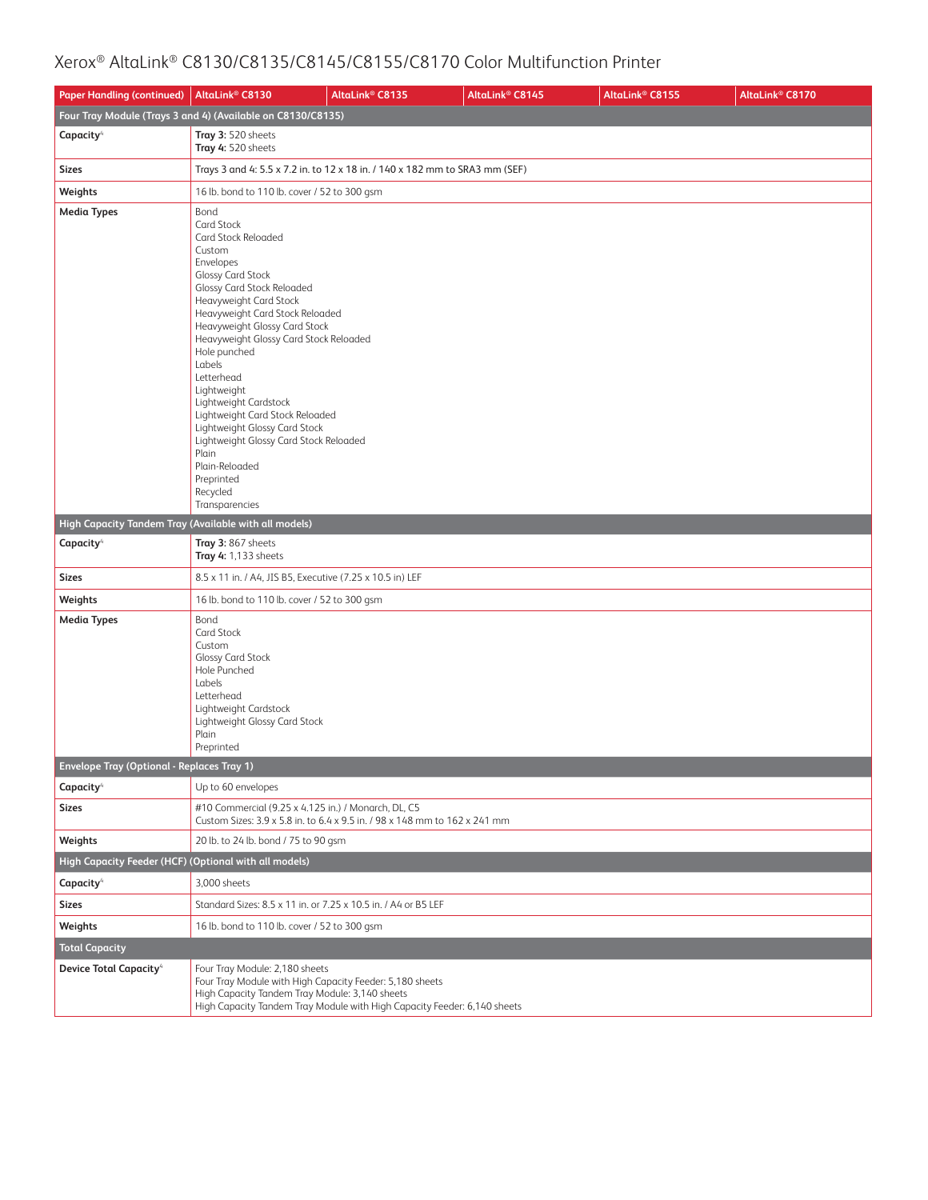# Xerox® AltaLink® C8130/C8135/C8145/C8155/C8170 Color Multifunction Printer

| Paper Handling (continued) | AltaLink® C8130 | AltaLink® C8135 | AltaLink® C8145 | AltaLink® C8155 | AltaLink® C8170 |
|---|---|---|---|---|---|
| **Four Tray Module (Trays 3 and 4) (Available on C8130/C8135)** | | | | | |
| **Capacity**[4] | **Tray 3:** 520 sheets<br>**Tray 4:** 520 sheets | | | | |
| **Sizes** | Trays 3 and 4: 5.5 x 7.2 in. to 12 x 18 in. / 140 x 182 mm to SRA3 mm (SEF) | | | | |
| **Weights** | 16 lb. bond to 110 lb. cover / 52 to 300 gsm | | | | |
| **Media Types** | Bond<br>Card Stock<br>Card Stock Reloaded<br>Custom<br>Envelopes<br>Glossy Card Stock<br>Glossy Card Stock Reloaded<br>Heavyweight Card Stock<br>Heavyweight Card Stock Reloaded<br>Heavyweight Glossy Card Stock<br>Heavyweight Glossy Card Stock Reloaded<br>Hole punched<br>Labels<br>Letterhead<br>Lightweight<br>Lightweight Cardstock<br>Lightweight Card Stock Reloaded<br>Lightweight Glossy Card Stock<br>Lightweight Glossy Card Stock Reloaded<br>Plain<br>Plain-Reloaded<br>Preprinted<br>Recycled<br>Transparencies | | | | |
| **High Capacity Tandem Tray (Available with all models)** | | | | | |
| **Capacity**[4] | **Tray 3:** 867 sheets<br>**Tray 4:** 1,133 sheets | | | | |
| **Sizes** | 8.5 x 11 in. / A4, JIS B5, Executive (7.25 x 10.5 in) LEF | | | | |
| **Weights** | 16 lb. bond to 110 lb. cover / 52 to 300 gsm | | | | |
| **Media Types** | Bond<br>Card Stock<br>Custom<br>Glossy Card Stock<br>Hole Punched<br>Labels<br>Letterhead<br>Lightweight Cardstock<br>Lightweight Glossy Card Stock<br>Plain<br>Preprinted | | | | |
| **Envelope Tray (Optional - Replaces Tray 1)** | | | | | |
| **Capacity**[4] | Up to 60 envelopes | | | | |
| **Sizes** | #10 Commercial (9.25 x 4.125 in.) / Monarch, DL, C5<br>Custom Sizes: 3.9 x 5.8 in. to 6.4 x 9.5 in. / 98 x 148 mm to 162 x 241 mm | | | | |
| **Weights** | 20 lb. to 24 lb. bond / 75 to 90 gsm | | | | |
| **High Capacity Feeder (HCF) (Optional with all models)** | | | | | |
| **Capacity**[4] | 3,000 sheets | | | | |
| **Sizes** | Standard Sizes: 8.5 x 11 in. or 7.25 x 10.5 in. / A4 or B5 LEF | | | | |
| **Weights** | 16 lb. bond to 110 lb. cover / 52 to 300 gsm | | | | |
| **Total Capacity** | | | | | |
| **Device Total Capacity**[4] | Four Tray Module: 2,180 sheets<br>Four Tray Module with High Capacity Feeder: 5,180 sheets<br>High Capacity Tandem Tray Module: 3,140 sheets<br>High Capacity Tandem Tray Module with High Capacity Feeder: 6,140 sheets | | | | |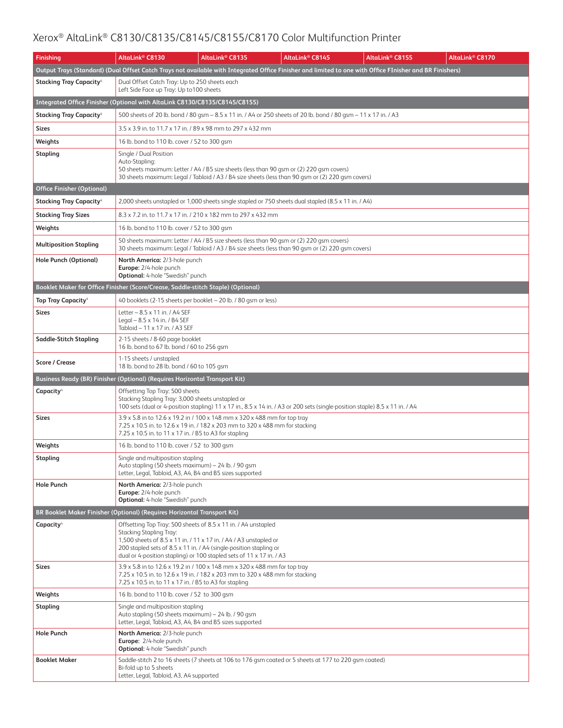# Xerox® AltaLink® C8130/C8135/C8145/C8155/C8170 Color Multifunction Printer

| Finishing | AltaLink® C8130 | AltaLink® C8135 | AltaLink® C8145 | AltaLink® C8155 | AltaLink® C8170 |
|---|---|---|---|---|---|
| **Output Trays (Standard) (Dual Offset Catch Trays not available with Integrated Office Finisher and limited to one with Office FInisher and BR Finishers)** | | | | | |
| **Stacking Tray Capacity**[4] | Dual Offset Catch Tray: Up to 250 sheets each<br>Left Side Face up Tray: Up to100 sheets | | | | |
| **Integrated Office Finisher (Optional with AltaLink C8130/C8135/C8145/C8155)** | | | | | |
| **Stacking Tray Capacity**[4] | 500 sheets of 20 lb. bond / 80 gsm – 8.5 x 11 in. / A4 or 250 sheets of 20 lb. bond / 80 gsm – 11 x 17 in. / A3 | | | | |
| **Sizes** | 3.5 x 3.9 in. to 11.7 x 17 in. / 89 x 98 mm to 297 x 432 mm | | | | |
| **Weights** | 16 lb. bond to 110 lb. cover / 52 to 300 gsm | | | | |
| **Stapling** | Single / Dual Position<br>Auto-Stapling:<br>50 sheets maximum: Letter / A4 / B5 size sheets (less than 90 gsm or (2) 220 gsm covers)<br>30 sheets maximum: Legal / Tabloid / A3 / B4 size sheets (less than 90 gsm or (2) 220 gsm covers) | | | | |
| **Office Finisher (Optional)** | | | | | |
| **Stacking Tray Capacity**[4] | 2,000 sheets unstapled or 1,000 sheets single stapled or 750 sheets dual stapled (8.5 x 11 in. / A4) | | | | |
| **Stacking Tray Sizes** | 8.3 x 7.2 in. to 11.7 x 17 in. / 210 x 182 mm to 297 x 432 mm | | | | |
| **Weights** | 16 lb. bond to 110 lb. cover / 52 to 300 gsm | | | | |
| **Multiposition Stapling** | 50 sheets maximum: Letter / A4 / B5 size sheets (less than 90 gsm or (2) 220 gsm covers)<br>30 sheets maximum: Legal / Tabloid / A3 / B4 size sheets (less than 90 gsm or (2) 220 gsm covers) | | | | |
| **Hole Punch (Optional)** | **North America:** 2/3-hole punch<br>**Europe:** 2/4-hole punch<br>**Optional:** 4-hole "Swedish" punch | | | | |
| **Booklet Maker for Office Finisher (Score/Crease, Saddle-stitch Staple) (Optional)** | | | | | |
| **Top Tray Capacity**[4] | 40 booklets (2-15 sheets per booklet – 20 lb. / 80 gsm or less) | | | | |
| **Sizes** | Letter – 8.5 x 11 in. / A4 SEF<br>Legal – 8.5 x 14 in. / B4 SEF<br>Tabloid – 11 x 17 in. / A3 SEF | | | | |
| **Saddle-Stitch Stapling** | 2-15 sheets / 8-60 page booklet<br>16 lb. bond to 67 lb. bond / 60 to 256 gsm | | | | |
| **Score / Crease** | 1-15 sheets / unstapled<br>18 lb. bond to 28 lb. bond / 60 to 105 gsm | | | | |
| **Business Ready (BR) Finisher (Optional) (Requires Horizontal Transport Kit)** | | | | | |
| **Capacity**[4] | Offsetting Top Tray: 500 sheets<br>Stacking Stapling Tray: 3,000 sheets unstapled or<br>100 sets (dual or 4-position stapling) 11 x 17 in., 8.5 x 14 in. / A3 or 200 sets (single-position staple) 8.5 x 11 in. / A4 | | | | |
| **Sizes** | 3.9 x 5.8 in to 12.6 x 19.2 in / 100 x 148 mm x 320 x 488 mm for top tray<br>7.25 x 10.5 in. to 12.6 x 19 in. / 182 x 203 mm to 320 x 488 mm for stacking<br>7.25 x 10.5 in. to 11 x 17 in. / B5 to A3 for stapling | | | | |
| **Weights** | 16 lb. bond to 110 lb. cover / 52 to 300 gsm | | | | |
| **Stapling** | Single and multiposition stapling<br>Auto stapling (50 sheets maximum) – 24 lb. / 90 gsm<br>Letter, Legal, Tabloid, A3, A4, B4 and B5 sizes supported | | | | |
| **Hole Punch** | **North America:** 2/3-hole punch<br>**Europe:** 2/4-hole punch<br>**Optional:** 4-hole "Swedish" punch | | | | |
| **BR Booklet Maker Finisher (Optional) (Requires Horizontal Transport Kit)** | | | | | |
| **Capacity**[4] | Offsetting Top Tray: 500 sheets of 8.5 x 11 in. / A4 unstapled<br>Stacking Stapling Tray:<br>1,500 sheets of 8.5 x 11 in. / 11 x 17 in. / A4 / A3 unstapled or<br>200 stapled sets of 8.5 x 11 in. / A4 (single-position stapling or<br>dual or 4-position stapling) or 100 stapled sets of 11 x 17 in. / A3 | | | | |
| **Sizes** | 3.9 x 5.8 in to 12.6 x 19.2 in / 100 x 148 mm x 320 x 488 mm for top tray<br>7.25 x 10.5 in. to 12.6 x 19 in. / 182 x 203 mm to 320 x 488 mm for stacking<br>7.25 x 10.5 in. to 11 x 17 in. / B5 to A3 for stapling | | | | |
| **Weights** | 16 lb. bond to 110 lb. cover / 52 to 300 gsm | | | | |
| **Stapling** | Single and multiposition stapling<br>Auto stapling (50 sheets maximum) – 24 lb. / 90 gsm<br>Letter, Legal, Tabloid, A3, A4, B4 and B5 sizes supported | | | | |
| **Hole Punch** | **North America:** 2/3-hole punch<br>**Europe:** 2/4-hole punch<br>**Optional:** 4-hole "Swedish" punch | | | | |
| **Booklet Maker** | Saddle-stitch 2 to 16 sheets (7 sheets at 106 to 176 gsm coated or 5 sheets at 177 to 220 gsm coated)<br>Bi-fold up to 5 sheets<br>Letter, Legal, Tabloid, A3, A4 supported | | | | |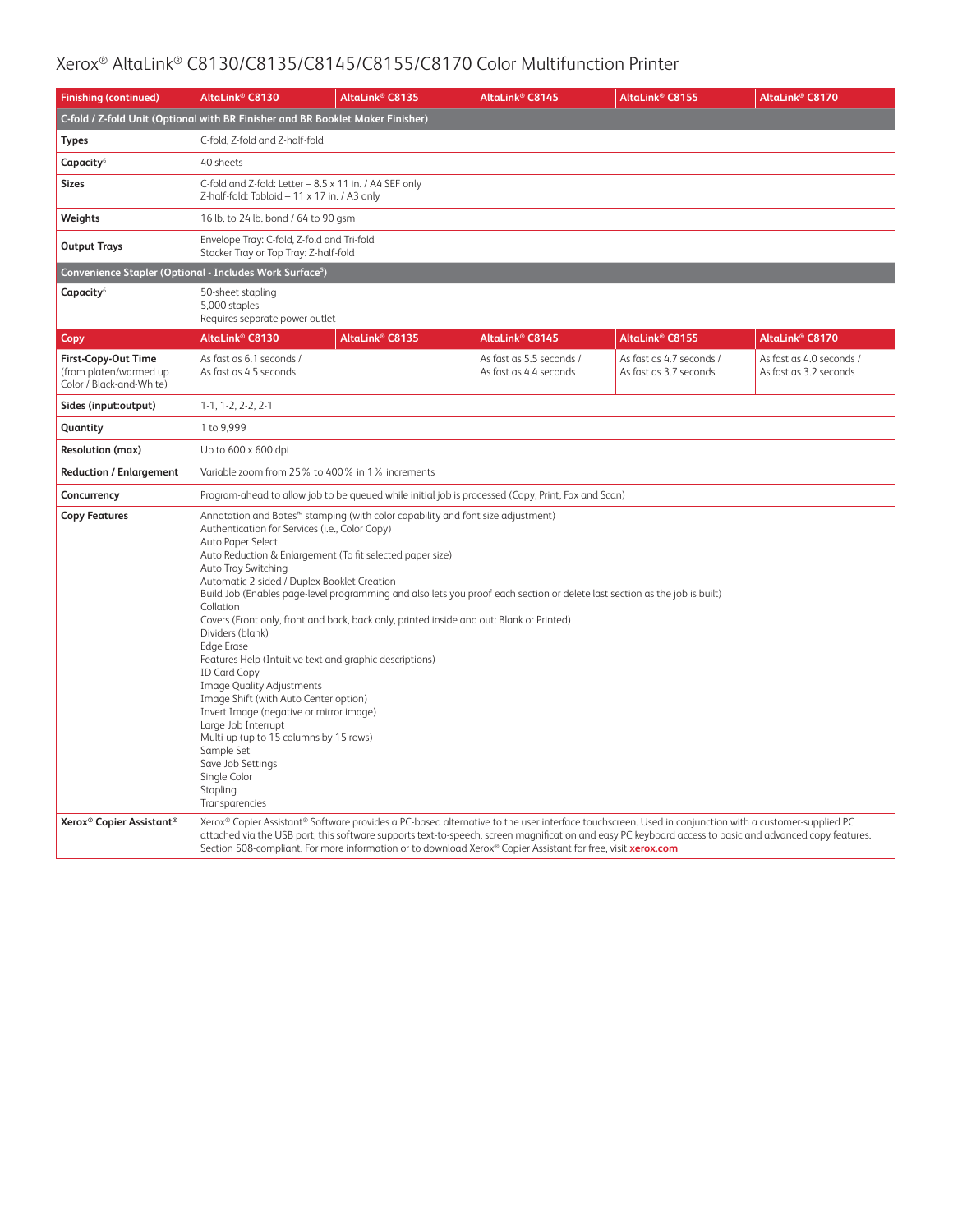# Xerox® AltaLink® C8130/C8135/C8145/C8155/C8170 Color Multifunction Printer

| Finishing (continued) | AltaLink® C8130 | AltaLink® C8135 | AltaLink® C8145 | AltaLink® C8155 | AltaLink® C8170 |
|---|---|---|---|---|---|
| **C-fold / Z-fold Unit (Optional with BR Finisher and BR Booklet Maker Finisher)** | | | | | |
| **Types** | C-fold, Z-fold and Z-half-fold | | | | |
| **Capacity**[6] | 40 sheets | | | | |
| **Sizes** | C-fold and Z-fold: Letter – 8.5 x 11 in. / A4 SEF only<br>Z-half-fold: Tabloid – 11 x 17 in. / A3 only | | | | |
| **Weights** | 16 lb. to 24 lb. bond / 64 to 90 gsm | | | | |
| **Output Trays** | Envelope Tray: C-fold, Z-fold and Tri-fold<br>Stacker Tray or Top Tray: Z-half-fold | | | | |
| **Convenience Stapler (Optional - Includes Work Surface[5])** | | | | | |
| **Capacity**[6] | 50-sheet stapling<br>5,000 staples<br>Requires separate power outlet | | | | |

| Copy | AltaLink® C8130 | AltaLink® C8135 | AltaLink® C8145 | AltaLink® C8155 | AltaLink® C8170 |
|---|---|---|---|---|---|
| **First-Copy-Out Time** (from platen/warmed up Color / Black-and-White) | As fast as 6.1 seconds / As fast as 4.5 seconds | | As fast as 5.5 seconds / As fast as 4.4 seconds | As fast as 4.7 seconds / As fast as 3.7 seconds | As fast as 4.0 seconds / As fast as 3.2 seconds |
| **Sides (input:output)** | 1-1, 1-2, 2-2, 2-1 | | | | |
| **Quantity** | 1 to 9,999 | | | | |
| **Resolution (max)** | Up to 600 x 600 dpi | | | | |
| **Reduction / Enlargement** | Variable zoom from 25% to 400% in 1% increments | | | | |
| **Concurrency** | Program-ahead to allow job to be queued while initial job is processed (Copy, Print, Fax and Scan) | | | | |
| **Copy Features** | Annotation and Bates™ stamping (with color capability and font size adjustment)<br>Authentication for Services (i.e., Color Copy)<br>Auto Paper Select<br>Auto Reduction & Enlargement (To fit selected paper size)<br>Auto Tray Switching<br>Automatic 2-sided / Duplex Booklet Creation<br>Build Job (Enables page-level programming and also lets you proof each section or delete last section as the job is built)<br>Collation<br>Covers (Front only, front and back, back only, printed inside and out: Blank or Printed)<br>Dividers (blank)<br>Edge Erase<br>Features Help (Intuitive text and graphic descriptions)<br>ID Card Copy<br>Image Quality Adjustments<br>Image Shift (with Auto Center option)<br>Invert Image (negative or mirror image)<br>Large Job Interrupt<br>Multi-up (up to 15 columns by 15 rows)<br>Sample Set<br>Save Job Settings<br>Single Color<br>Stapling<br>Transparencies | | | | |
| **Xerox® Copier Assistant®** | Xerox® Copier Assistant® Software provides a PC-based alternative to the user interface touchscreen. Used in conjunction with a customer-supplied PC attached via the USB port, this software supports text-to-speech, screen magnification and easy PC keyboard access to basic and advanced copy features. Section 508-compliant. For more information or to download Xerox® Copier Assistant for free, visit **xerox.com** | | | | |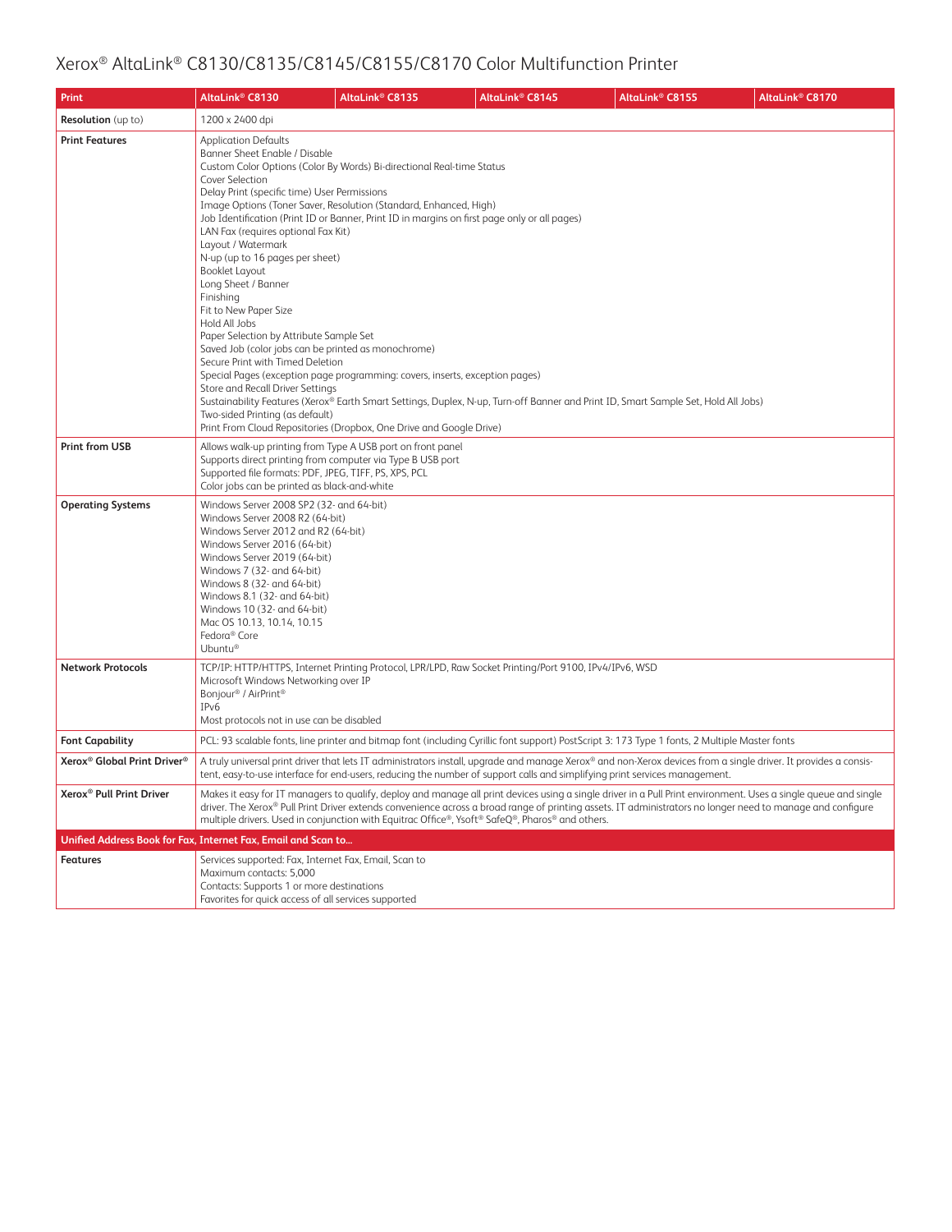# Xerox® AltaLink® C8130/C8135/C8145/C8155/C8170 Color Multifunction Printer

| Print | AltaLink® C8130 | AltaLink® C8135 | AltaLink® C8145 | AltaLink® C8155 | AltaLink® C8170 |
|---|---|---|---|---|---|
| **Resolution** (up to) | 1200 x 2400 dpi | | | | |
| **Print Features** | Application Defaults<br>Banner Sheet Enable / Disable<br>Custom Color Options (Color By Words) Bi-directional Real-time Status<br>Cover Selection<br>Delay Print (specific time) User Permissions<br>Image Options (Toner Saver, Resolution (Standard, Enhanced, High)<br>Job Identification (Print ID or Banner, Print ID in margins on first page only or all pages)<br>LAN Fax (requires optional Fax Kit)<br>Layout / Watermark<br>N-up (up to 16 pages per sheet)<br>Booklet Layout<br>Long Sheet / Banner<br>Finishing<br>Fit to New Paper Size<br>Hold All Jobs<br>Paper Selection by Attribute Sample Set<br>Saved Job (color jobs can be printed as monochrome)<br>Secure Print with Timed Deletion<br>Special Pages (exception page programming: covers, inserts, exception pages)<br>Store and Recall Driver Settings<br>Sustainability Features (Xerox® Earth Smart Settings, Duplex, N-up, Turn-off Banner and Print ID, Smart Sample Set, Hold All Jobs)<br>Two-sided Printing (as default)<br>Print From Cloud Repositories (Dropbox, One Drive and Google Drive) | | | | |
| **Print from USB** | Allows walk-up printing from Type A USB port on front panel<br>Supports direct printing from computer via Type B USB port<br>Supported file formats: PDF, JPEG, TIFF, PS, XPS, PCL<br>Color jobs can be printed as black-and-white | | | | |
| **Operating Systems** | Windows Server 2008 SP2 (32- and 64-bit)<br>Windows Server 2008 R2 (64-bit)<br>Windows Server 2012 and R2 (64-bit)<br>Windows Server 2016 (64-bit)<br>Windows Server 2019 (64-bit)<br>Windows 7 (32- and 64-bit)<br>Windows 8 (32- and 64-bit)<br>Windows 8.1 (32- and 64-bit)<br>Windows 10 (32- and 64-bit)<br>Mac OS 10.13, 10.14, 10.15<br>Fedora® Core<br>Ubuntu® | | | | |
| **Network Protocols** | TCP/IP: HTTP/HTTPS, Internet Printing Protocol, LPR/LPD, Raw Socket Printing/Port 9100, IPv4/IPv6, WSD<br>Microsoft Windows Networking over IP<br>Bonjour® / AirPrint®<br>IPv6<br>Most protocols not in use can be disabled | | | | |
| **Font Capability** | PCL: 93 scalable fonts, line printer and bitmap font (including Cyrillic font support) PostScript 3: 173 Type 1 fonts, 2 Multiple Master fonts | | | | |
| **Xerox® Global Print Driver®** | A truly universal print driver that lets IT administrators install, upgrade and manage Xerox® and non-Xerox devices from a single driver. It provides a consistent, easy-to-use interface for end-users, reducing the number of support calls and simplifying print services management. | | | | |
| **Xerox® Pull Print Driver** | Makes it easy for IT managers to qualify, deploy and manage all print devices using a single driver in a Pull Print environment. Uses a single queue and single driver. The Xerox® Pull Print Driver extends convenience across a broad range of printing assets. IT administrators no longer need to manage and configure multiple drivers. Used in conjunction with Equitrac Office®, Ysoft® SafeQ®, Pharos® and others. | | | | |
| **Unified Address Book for Fax, Internet Fax, Email and Scan to…** | | | | | |
| **Features** | Services supported: Fax, Internet Fax, Email, Scan to<br>Maximum contacts: 5,000<br>Contacts: Supports 1 or more destinations<br>Favorites for quick access of all services supported | | | | |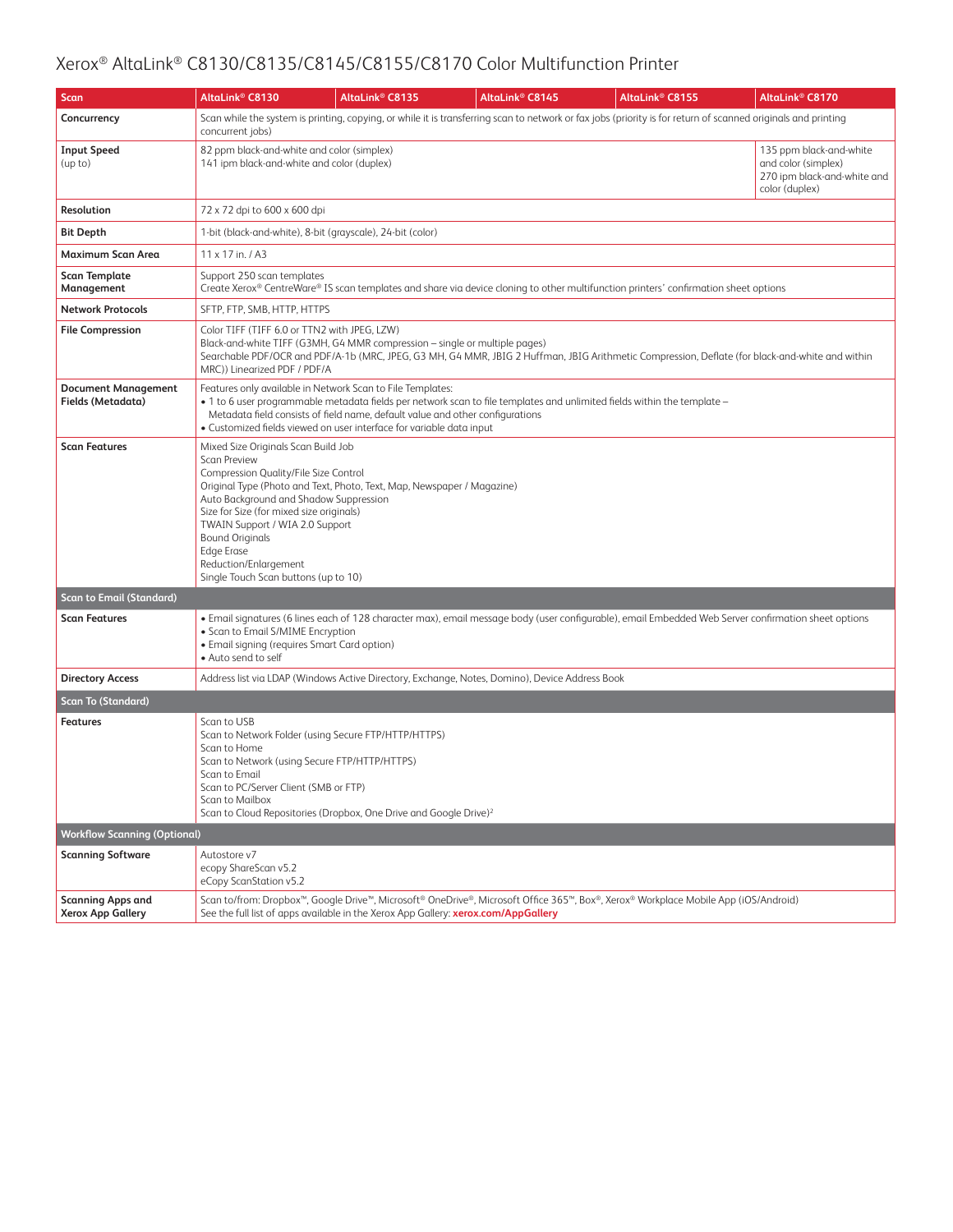# Xerox® AltaLink® C8130/C8135/C8145/C8155/C8170 Color Multifunction Printer

| Scan | AltaLink® C8130 | AltaLink® C8135 | AltaLink® C8145 | AltaLink® C8155 | AltaLink® C8170 |
|---|---|---|---|---|---|
| **Concurrency** | Scan while the system is printing, copying, or while it is transferring scan to network or fax jobs (priority is for return of scanned originals and printing concurrent jobs) | | | | |
| **Input Speed** (up to) | 82 ppm black-and-white and color (simplex)<br>141 ipm black-and-white and color (duplex) | | | | 135 ppm black-and-white and color (simplex)<br>270 ipm black-and-white and color (duplex) |
| **Resolution** | 72 x 72 dpi to 600 x 600 dpi | | | | |
| **Bit Depth** | 1-bit (black-and-white), 8-bit (grayscale), 24-bit (color) | | | | |
| **Maximum Scan Area** | 11 x 17 in. / A3 | | | | |
| **Scan Template Management** | Support 250 scan templates<br>Create Xerox® CentreWare® IS scan templates and share via device cloning to other multifunction printers' confirmation sheet options | | | | |
| **Network Protocols** | SFTP, FTP, SMB, HTTP, HTTPS | | | | |
| **File Compression** | Color TIFF (TIFF 6.0 or TTN2 with JPEG, LZW)<br>Black-and-white TIFF (G3MH, G4 MMR compression – single or multiple pages)<br>Searchable PDF/OCR and PDF/A-1b (MRC, JPEG, G3 MH, G4 MMR, JBIG 2 Huffman, JBIG Arithmetic Compression, Deflate (for black-and-white and within MRC)) Linearized PDF / PDF/A | | | | |
| **Document Management Fields (Metadata)** | Features only available in Network Scan to File Templates:<br>• 1 to 6 user programmable metadata fields per network scan to file templates and unlimited fields within the template – Metadata field consists of field name, default value and other configurations<br>• Customized fields viewed on user interface for variable data input | | | | |
| **Scan Features** | Mixed Size Originals Scan Build Job<br>Scan Preview<br>Compression Quality/File Size Control<br>Original Type (Photo and Text, Photo, Text, Map, Newspaper / Magazine)<br>Auto Background and Shadow Suppression<br>Size for Size (for mixed size originals)<br>TWAIN Support / WIA 2.0 Support<br>Bound Originals<br>Edge Erase<br>Reduction/Enlargement<br>Single Touch Scan buttons (up to 10) | | | | |
| **Scan to Email (Standard)** | | | | | |
| **Scan Features** | • Email signatures (6 lines each of 128 character max), email message body (user configurable), email Embedded Web Server confirmation sheet options<br>• Scan to Email S/MIME Encryption<br>• Email signing (requires Smart Card option)<br>• Auto send to self | | | | |
| **Directory Access** | Address list via LDAP (Windows Active Directory, Exchange, Notes, Domino), Device Address Book | | | | |
| **Scan To (Standard)** | | | | | |
| **Features** | Scan to USB<br>Scan to Network Folder (using Secure FTP/HTTP/HTTPS)<br>Scan to Home<br>Scan to Network (using Secure FTP/HTTP/HTTPS)<br>Scan to Email<br>Scan to PC/Server Client (SMB or FTP)<br>Scan to Mailbox<br>Scan to Cloud Repositories (Dropbox, One Drive and Google Drive)[2] | | | | |
| **Workflow Scanning (Optional)** | | | | | |
| **Scanning Software** | Autostore v7<br>ecopy ShareScan v5.2<br>eCopy ScanStation v5.2 | | | | |
| **Scanning Apps and Xerox App Gallery** | Scan to/from: Dropbox™, Google Drive™, Microsoft® OneDrive®, Microsoft Office 365™, Box®, Xerox® Workplace Mobile App (iOS/Android)<br>See the full list of apps available in the Xerox App Gallery: **xerox.com/AppGallery** | | | | |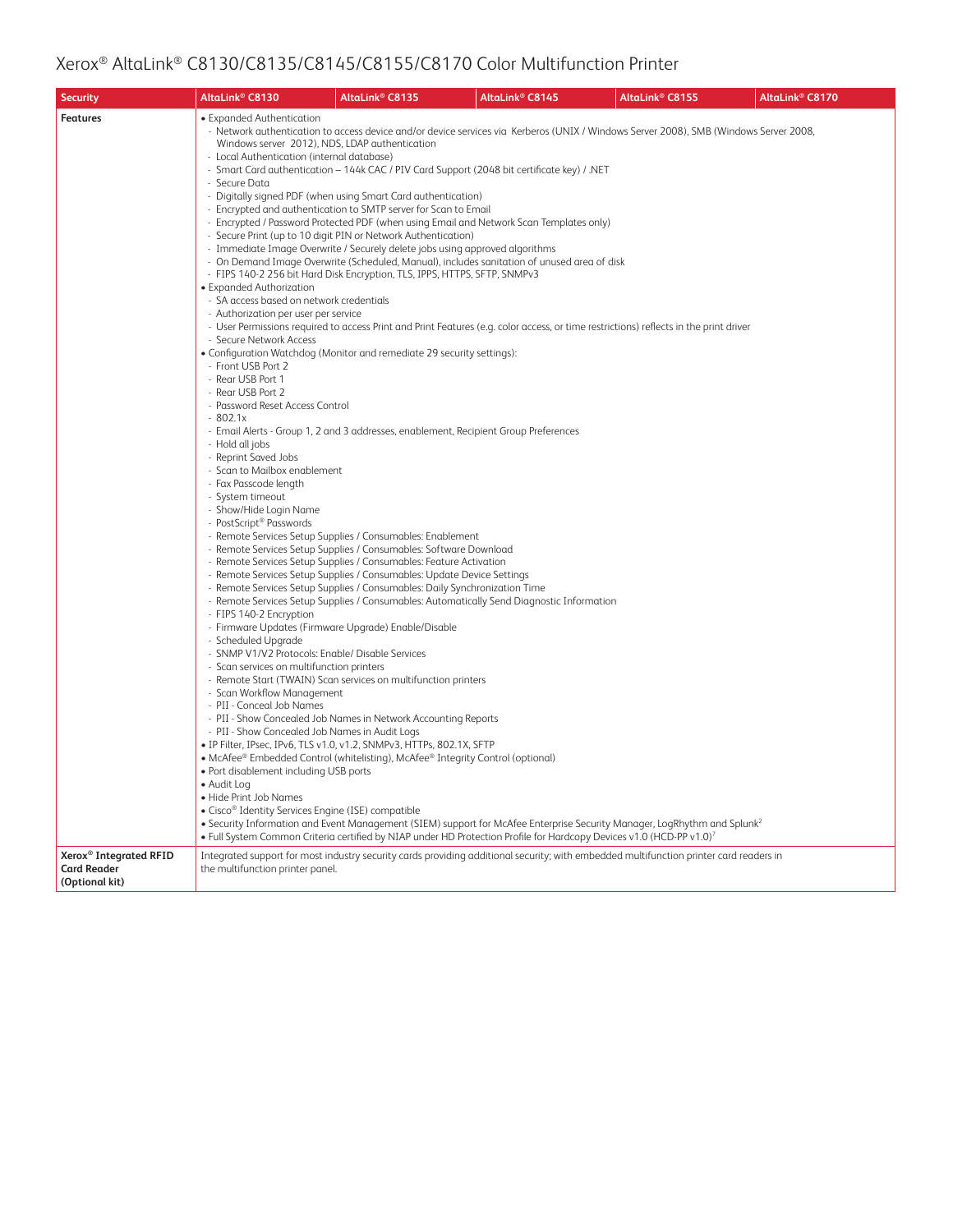# Xerox® AltaLink® C8130/C8135/C8145/C8155/C8170 Color Multifunction Printer

| Security | AltaLink® C8130 | AltaLink® C8135 | AltaLink® C8145 | AltaLink® C8155 | AltaLink® C8170 |
|---|---|---|---|---|---|
| **Features** | • Expanded Authentication<br>- Network authentication to access device and/or device services via Kerberos (UNIX / Windows Server 2008), SMB (Windows Server 2008, Windows server 2012), NDS, LDAP authentication<br>- Local Authentication (internal database)<br>- Smart Card authentication – 144k CAC / PIV Card Support (2048 bit certificate key) / .NET<br>- Secure Data<br>- Digitally signed PDF (when using Smart Card authentication)<br>- Encrypted and authentication to SMTP server for Scan to Email<br>- Encrypted / Password Protected PDF (when using Email and Network Scan Templates only)<br>- Secure Print (up to 10 digit PIN or Network Authentication)<br>- Immediate Image Overwrite / Securely delete jobs using approved algorithms<br>- On Demand Image Overwrite (Scheduled, Manual), includes sanitation of unused area of disk<br>- FIPS 140-2 256 bit Hard Disk Encryption, TLS, IPPS, HTTPS, SFTP, SNMPv3<br>• Expanded Authorization<br>- SA access based on network credentials<br>- Authorization per user per service<br>- User Permissions required to access Print and Print Features (e.g. color access, or time restrictions) reflects in the print driver<br>- Secure Network Access<br>• Configuration Watchdog (Monitor and remediate 29 security settings):<br>- Front USB Port 2<br>- Rear USB Port 1<br>- Rear USB Port 2<br>- Password Reset Access Control<br>- 802.1x<br>- Email Alerts - Group 1, 2 and 3 addresses, enablement, Recipient Group Preferences<br>- Hold all jobs<br>- Reprint Saved Jobs<br>- Scan to Mailbox enablement<br>- Fax Passcode length<br>- System timeout<br>- Show/Hide Login Name<br>- PostScript® Passwords<br>- Remote Services Setup Supplies / Consumables: Enablement<br>- Remote Services Setup Supplies / Consumables: Software Download<br>- Remote Services Setup Supplies / Consumables: Feature Activation<br>- Remote Services Setup Supplies / Consumables: Update Device Settings<br>- Remote Services Setup Supplies / Consumables: Daily Synchronization Time<br>- Remote Services Setup Supplies / Consumables: Automatically Send Diagnostic Information<br>- FIPS 140-2 Encryption<br>- Firmware Updates (Firmware Upgrade) Enable/Disable<br>- Scheduled Upgrade<br>- SNMP V1/V2 Protocols: Enable/ Disable Services<br>- Scan services on multifunction printers<br>- Remote Start (TWAIN) Scan services on multifunction printers<br>- Scan Workflow Management<br>- PII - Conceal Job Names<br>- PII - Show Concealed Job Names in Network Accounting Reports<br>- PII - Show Concealed Job Names in Audit Logs<br>• IP Filter, IPsec, IPv6, TLS v1.0, v1.2, SNMPv3, HTTPs, 802.1X, SFTP<br>• McAfee® Embedded Control (whitelisting), McAfee® Integrity Control (optional)<br>• Port disablement including USB ports<br>• Audit Log<br>• Hide Print Job Names<br>• Cisco® Identity Services Engine (ISE) compatible<br>• Security Information and Event Management (SIEM) support for McAfee Enterprise Security Manager, LogRhythm and Splunk[2]<br>• Full System Common Criteria certified by NIAP under HD Protection Profile for Hardcopy Devices v1.0 (HCD-PP v1.0)[7] | | | | |
| **Xerox® Integrated RFID Card Reader (Optional kit)** | Integrated support for most industry security cards providing additional security; with embedded multifunction printer card readers in the multifunction printer panel. | | | | |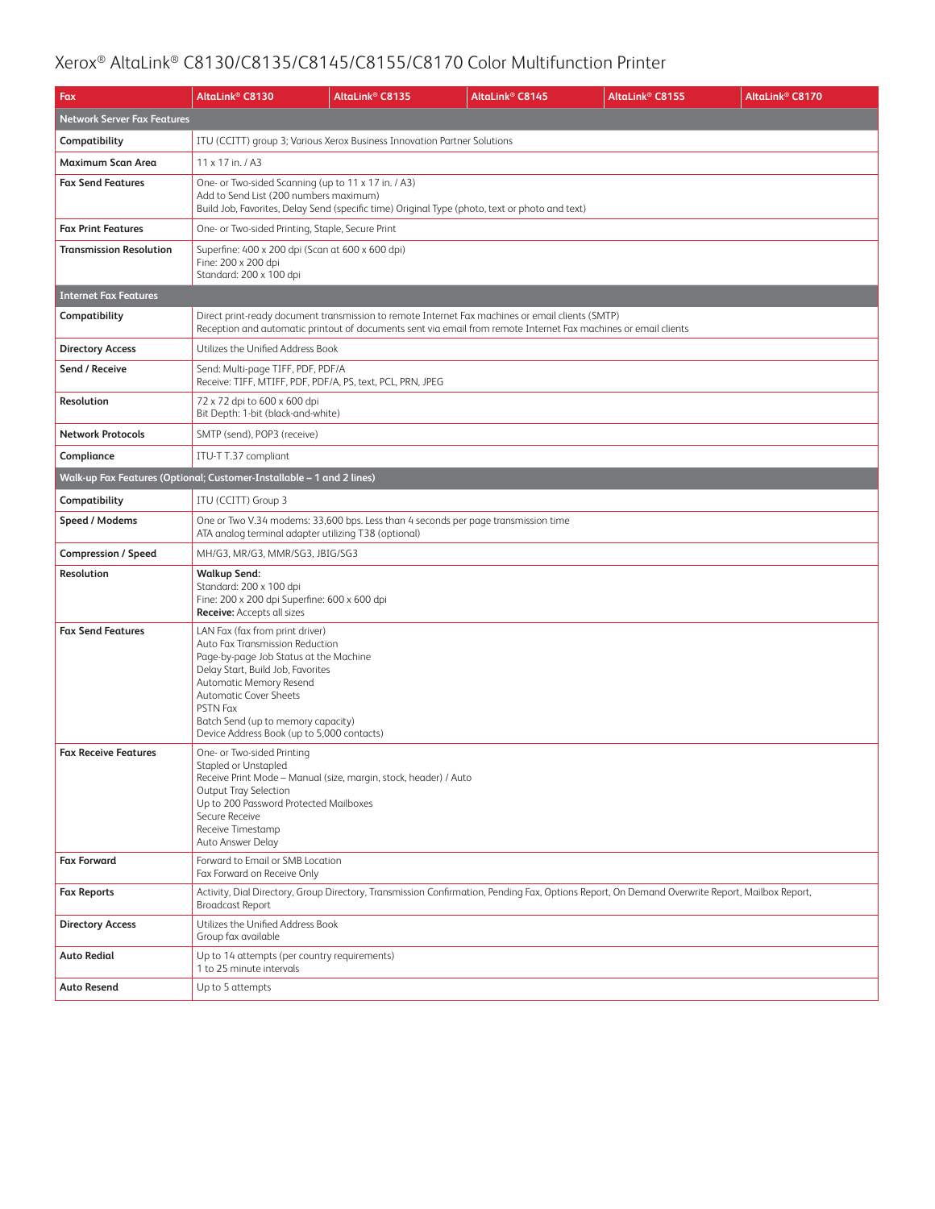# Xerox® AltaLink® C8130/C8135/C8145/C8155/C8170 Color Multifunction Printer

| Fax | AltaLink® C8130 | AltaLink® C8135 | AltaLink® C8145 | AltaLink® C8155 | AltaLink® C8170 |
|---|---|---|---|---|---|
| **Network Server Fax Features** | | | | | |
| **Compatibility** | ITU (CCITT) group 3; Various Xerox Business Innovation Partner Solutions | | | | |
| **Maximum Scan Area** | 11 x 17 in. / A3 | | | | |
| **Fax Send Features** | One- or Two-sided Scanning (up to 11 x 17 in. / A3)<br>Add to Send List (200 numbers maximum)<br>Build Job, Favorites, Delay Send (specific time) Original Type (photo, text or photo and text) | | | | |
| **Fax Print Features** | One- or Two-sided Printing, Staple, Secure Print | | | | |
| **Transmission Resolution** | Superfine: 400 x 200 dpi (Scan at 600 x 600 dpi)<br>Fine: 200 x 200 dpi<br>Standard: 200 x 100 dpi | | | | |
| **Internet Fax Features** | | | | | |
| **Compatibility** | Direct print-ready document transmission to remote Internet Fax machines or email clients (SMTP)<br>Reception and automatic printout of documents sent via email from remote Internet Fax machines or email clients | | | | |
| **Directory Access** | Utilizes the Unified Address Book | | | | |
| **Send / Receive** | Send: Multi-page TIFF, PDF, PDF/A<br>Receive: TIFF, MTIFF, PDF, PDF/A, PS, text, PCL, PRN, JPEG | | | | |
| **Resolution** | 72 x 72 dpi to 600 x 600 dpi<br>Bit Depth: 1-bit (black-and-white) | | | | |
| **Network Protocols** | SMTP (send), POP3 (receive) | | | | |
| **Compliance** | ITU-T T.37 compliant | | | | |
| **Walk-up Fax Features (Optional; Customer-Installable – 1 and 2 lines)** | | | | | |
| **Compatibility** | ITU (CCITT) Group 3 | | | | |
| **Speed / Modems** | One or Two V.34 modems: 33,600 bps. Less than 4 seconds per page transmission time<br>ATA analog terminal adapter utilizing T38 (optional) | | | | |
| **Compression / Speed** | MH/G3, MR/G3, MMR/SG3, JBIG/SG3 | | | | |
| **Resolution** | **Walkup Send:**<br>Standard: 200 x 100 dpi<br>Fine: 200 x 200 dpi Superfine: 600 x 600 dpi<br>**Receive:** Accepts all sizes | | | | |
| **Fax Send Features** | LAN Fax (fax from print driver)<br>Auto Fax Transmission Reduction<br>Page-by-page Job Status at the Machine<br>Delay Start, Build Job, Favorites<br>Automatic Memory Resend<br>Automatic Cover Sheets<br>PSTN Fax<br>Batch Send (up to memory capacity)<br>Device Address Book (up to 5,000 contacts) | | | | |
| **Fax Receive Features** | One- or Two-sided Printing<br>Stapled or Unstapled<br>Receive Print Mode – Manual (size, margin, stock, header) / Auto<br>Output Tray Selection<br>Up to 200 Password Protected Mailboxes<br>Secure Receive<br>Receive Timestamp<br>Auto Answer Delay | | | | |
| **Fax Forward** | Forward to Email or SMB Location<br>Fax Forward on Receive Only | | | | |
| **Fax Reports** | Activity, Dial Directory, Group Directory, Transmission Confirmation, Pending Fax, Options Report, On Demand Overwrite Report, Mailbox Report, Broadcast Report | | | | |
| **Directory Access** | Utilizes the Unified Address Book<br>Group fax available | | | | |
| **Auto Redial** | Up to 14 attempts (per country requirements)<br>1 to 25 minute intervals | | | | |
| **Auto Resend** | Up to 5 attempts | | | | |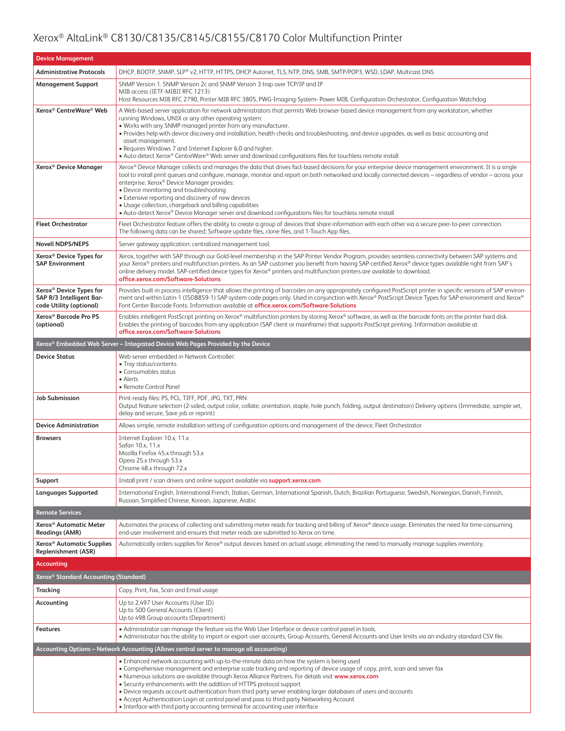# Xerox® AltaLink® C8130/C8135/C8145/C8155/C8170 Color Multifunction Printer

| Device Management | |
|---|---|
| **Administrative Protocols** | DHCP, BOOTP, SNMP, SLP® v2, HTTP, HTTPS, DHCP Autonet, TLS, NTP, DNS, SMB, SMTP/POP3, WSD, LDAP, Multicast DNS |
| **Management Support** | SNMP Version 1. SNMP Version 2c and SNMP Version 3 trap over TCP/IP and IP<br>MIB access (IETF-MIBII RFC 1213)<br>Host Resources MIB RFC 2790, Printer MIB RFC 3805, PWG-Imaging-System- Power MIB, Configuration Orchestrator, Configuration Watchdog |
| **Xerox® CentreWare® Web** | A Web-based server application for network administrators that permits Web browser-based device management from any workstation, whether running Windows, UNIX or any other operating system:<br>• Works with any SNMP-managed printer from any manufacturer.<br>• Provides help with device discovery and installation, health checks and troubleshooting, and device upgrades, as well as basic accounting and asset management.<br>• Requires Windows 7 and Internet Explorer 6.0 and higher.<br>• Auto-detect Xerox® CentreWare® Web server and download configurations files for touchless remote install |
| **Xerox® Device Manager** | Xerox® Device Manager collects and manages the data that drives fact-based decisions for your enterprise device management environment. It is a single tool to install print queues and configure, manage, monitor and report on both networked and locally connected devices – regardless of vendor – across your enterprise. Xerox® Device Manager provides:<br>• Device monitoring and troubleshooting<br>• Extensive reporting and discovery of new devices<br>• Usage collection, chargeback and billing capabilities<br>• Auto-detect Xerox® Device Manager server and download configurations files for touchless remote install |
| **Fleet Orchestrator** | Fleet Orchestrator feature offers the ability to create a group of devices that share information with each other via a secure peer-to-peer connection. The following data can be shared: Software update files, clone files, and 1-Touch App files. |
| **Novell NDPS/NEPS** | Server gateway application: centralized management tool. |
| **Xerox® Device Types for SAP Environment** | Xerox, together with SAP through our Gold-level membership in the SAP Printer Vendor Program, provides seamless connectivity between SAP systems and your Xerox® printers and multifunction printers. As an SAP customer you benefit from having SAP-certified Xerox® device types available right from SAP's online delivery model. SAP-certified device types for Xerox® printers and multifunction printers are available to download.<br>**office.xerox.com/Software-Solutions** |
| **Xerox® Device Types for SAP R/3 Intelligent Barcode Utility (optional)** | Provides built-in process intelligence that allows the printing of barcodes on any appropriately configured PostScript printer in specific versions of SAP environment and within Latin-1 (ISO8859-1) SAP system code pages only. Used in conjunction with Xerox® PostScript Device Types for SAP environment and Xerox® Font Center Barcode Fonts. Information available at **office.xerox.com/Software-Solutions** |
| **Xerox® Barcode Pro PS (optional)** | Enables intelligent PostScript printing on Xerox® multifunction printers by storing Xerox® software, as well as the barcode fonts on the printer hard disk. Enables the printing of barcodes from any application (SAP client or mainframe) that supports PostScript printing. Information available at **office.xerox.com/Software-Solutions** |
| **Xerox® Embedded Web Server – Integrated Device Web Pages Provided by the Device** | |
| **Device Status** | Web server embedded in Network Controller:<br>• Tray status/contents<br>• Consumables status<br>• Alerts<br>• Remote Control Panel |
| **Job Submission** | Print-ready files: PS, PCL, TIFF, PDF, JPG, TXT, PRN<br>Output feature selection (2-sided, output color, collate, orientation, staple, hole punch, folding, output destination) Delivery options (Immediate, sample set, delay and secure, Save job or reprint) |
| **Device Administration** | Allows simple, remote installation setting of configuration options and management of the device, Fleet Orchestrator |
| **Browsers** | Internet Explorer 10.x, 11.x<br>Safari 10.x, 11.x<br>Mozilla Firefox 45.x through 53.x<br>Opera 25.x through 53.x<br>Chrome 48.x through 72.x |
| **Support** | Install print / scan drivers and online support available via **support.xerox.com** |
| **Languages Supported** | International English, International French, Italian, German, International Spanish, Dutch, Brazilian Portuguese, Swedish, Norwegian, Danish, Finnish, Russian, Simplified Chinese, Korean, Japanese, Arabic |
| **Remote Services** | |
| **Xerox® Automatic Meter Readings (AMR)** | Automates the process of collecting and submitting meter reads for tracking and billing of Xerox® device usage. Eliminates the need for time-consuming end-user involvement and ensures that meter reads are submitted to Xerox on time. |
| **Xerox® Automatic Supplies Replenishment (ASR)** | Automatically orders supplies for Xerox® output devices based on actual usage, eliminating the need to manually manage supplies inventory. |
| **Accounting** | |
| **Xerox® Standard Accounting (Standard)** | |
| **Tracking** | Copy, Print, Fax, Scan and Email usage |
| **Accounting** | Up to 2,497 User Accounts (User ID)<br>Up to 500 General Accounts (Client)<br>Up to 498 Group accounts (Department) |
| **Features** | • Administrator can manage the feature via the Web User Interface or device control panel in tools.<br>• Administrator has the ability to import or export user accounts, Group Accounts, General Accounts and User limits via an industry standard CSV file. |
| **Accounting Options – Network Accounting (Allows central server to manage all accounting)** | |
| | • Enhanced network accounting with up-to-the-minute data on how the system is being used<br>• Comprehensive management and enterprise scale tracking and reporting of device usage of copy, print, scan and server fax<br>• Numerous solutions are available through Xerox Alliance Partners. For details visit **www.xerox.com**<br>• Security enhancements with the addition of HTTPS protocol support<br>• Device requests account authentication from third party server enabling larger databases of users and accounts<br>• Accept Authentication Login at control panel and pass to third party Networking Account<br>• Interface with third party accounting terminal for accounting user interface |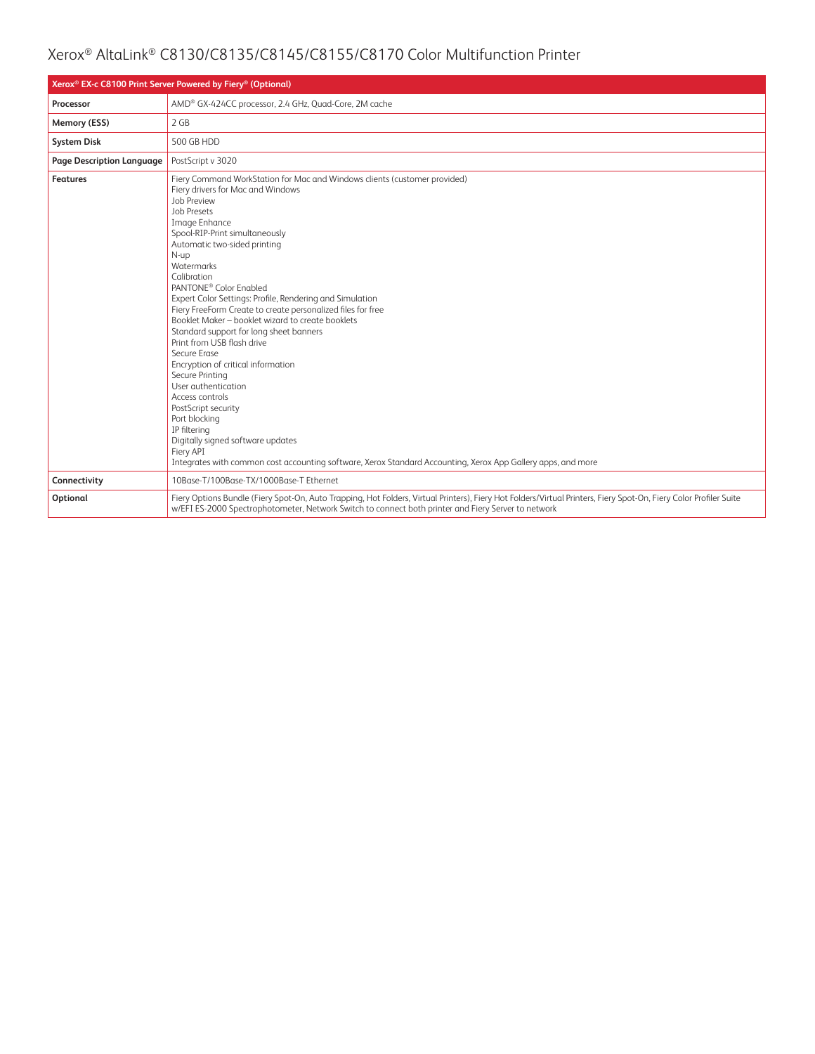# Xerox® AltaLink® C8130/C8135/C8145/C8155/C8170 Color Multifunction Printer

| Xerox® EX-c C8100 Print Server Powered by Fiery® (Optional) | |
|---|---|
| **Processor** | AMD® GX-424CC processor, 2.4 GHz, Quad-Core, 2M cache |
| **Memory (ESS)** | 2 GB |
| **System Disk** | 500 GB HDD |
| **Page Description Language** | PostScript v 3020 |
| **Features** | Fiery Command WorkStation for Mac and Windows clients (customer provided)<br>Fiery drivers for Mac and Windows<br>Job Preview<br>Job Presets<br>Image Enhance<br>Spool-RIP-Print simultaneously<br>Automatic two-sided printing<br>N-up<br>Watermarks<br>Calibration<br>PANTONE® Color Enabled<br>Expert Color Settings: Profile, Rendering and Simulation<br>Fiery FreeForm Create to create personalized files for free<br>Booklet Maker – booklet wizard to create booklets<br>Standard support for long sheet banners<br>Print from USB flash drive<br>Secure Erase<br>Encryption of critical information<br>Secure Printing<br>User authentication<br>Access controls<br>PostScript security<br>Port blocking<br>IP filtering<br>Digitally signed software updates<br>Fiery API<br>Integrates with common cost accounting software, Xerox Standard Accounting, Xerox App Gallery apps, and more |
| **Connectivity** | 10Base-T/100Base-TX/1000Base-T Ethernet |
| **Optional** | Fiery Options Bundle (Fiery Spot-On, Auto Trapping, Hot Folders, Virtual Printers), Fiery Hot Folders/Virtual Printers, Fiery Spot-On, Fiery Color Profiler Suite w/EFI ES-2000 Spectrophotometer, Network Switch to connect both printer and Fiery Server to network |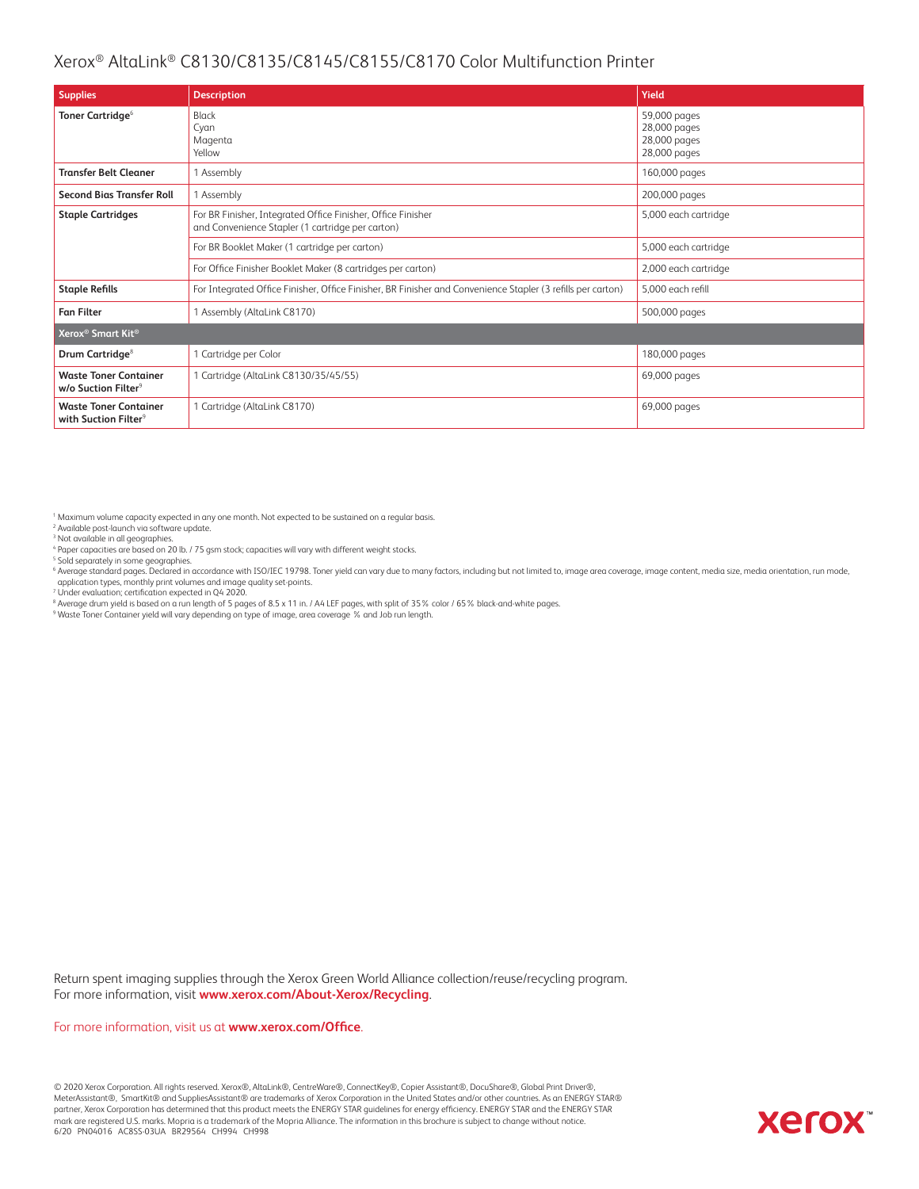# Xerox® AltaLink® C8130/C8135/C8145/C8155/C8170 Color Multifunction Printer

| Supplies | Description | Yield |
|---|---|---|
| **Toner Cartridge**[6] | Black<br>Cyan<br>Magenta<br>Yellow | 59,000 pages<br>28,000 pages<br>28,000 pages<br>28,000 pages |
| **Transfer Belt Cleaner** | 1 Assembly | 160,000 pages |
| **Second Bias Transfer Roll** | 1 Assembly | 200,000 pages |
| **Staple Cartridges** | For BR Finisher, Integrated Office Finisher, Office Finisher and Convenience Stapler (1 cartridge per carton) | 5,000 each cartridge |
| | For BR Booklet Maker (1 cartridge per carton) | 5,000 each cartridge |
| | For Office Finisher Booklet Maker (8 cartridges per carton) | 2,000 each cartridge |
| **Staple Refills** | For Integrated Office Finisher, Office Finisher, BR Finisher and Convenience Stapler (3 refills per carton) | 5,000 each refill |
| **Fan Filter** | 1 Assembly (AltaLink C8170) | 500,000 pages |
| **Xerox® Smart Kit®** | | |
| **Drum Cartridge**[8] | 1 Cartridge per Color | 180,000 pages |
| **Waste Toner Container w/o Suction Filter**[9] | 1 Cartridge (AltaLink C8130/35/45/55) | 69,000 pages |
| **Waste Toner Container with Suction Filter**[9] | 1 Cartridge (AltaLink C8170) | 69,000 pages |

[1] Maximum volume capacity expected in any one month. Not expected to be sustained on a regular basis.
[2] Available post-launch via software update.
[3] Not available in all geographies.
[4] Paper capacities are based on 20 lb. / 75 gsm stock; capacities will vary with different weight stocks.
[5] Sold separately in some geographies.
[6] Average standard pages. Declared in accordance with ISO/IEC 19798. Toner yield can vary due to many factors, including but not limited to, image area coverage, image content, media size, media orientation, run mode, application types, monthly print volumes and image quality set-points.
[7] Under evaluation; certification expected in Q4 2020.
[8] Average drum yield is based on a run length of 5 pages of 8.5 x 11 in. / A4 LEF pages, with split of 35% color / 65% black-and-white pages.
[9] Waste Toner Container yield will vary depending on type of image, area coverage % and Job run length.

Return spent imaging supplies through the Xerox Green World Alliance collection/reuse/recycling program. For more information, visit **www.xerox.com/About-Xerox/Recycling**.

For more information, visit us at **www.xerox.com/Office**.

© 2020 Xerox Corporation. All rights reserved. Xerox®, AltaLink®, CentreWare®, ConnectKey®, Copier Assistant®, DocuShare®, Global Print Driver®, MeterAssistant®, SmartKit® and SuppliesAssistant® are trademarks of Xerox Corporation in the United States and/or other countries. As an ENERGY STAR® partner, Xerox Corporation has determined that this product meets the ENERGY STAR guidelines for energy efficiency. ENERGY STAR and the ENERGY STAR mark are registered U.S. marks. Mopria is a trademark of the Mopria Alliance. The information in this brochure is subject to change without notice.
6/20 PN04016 AC8SS-03UA BR29564 CH994 CH998

xerox™